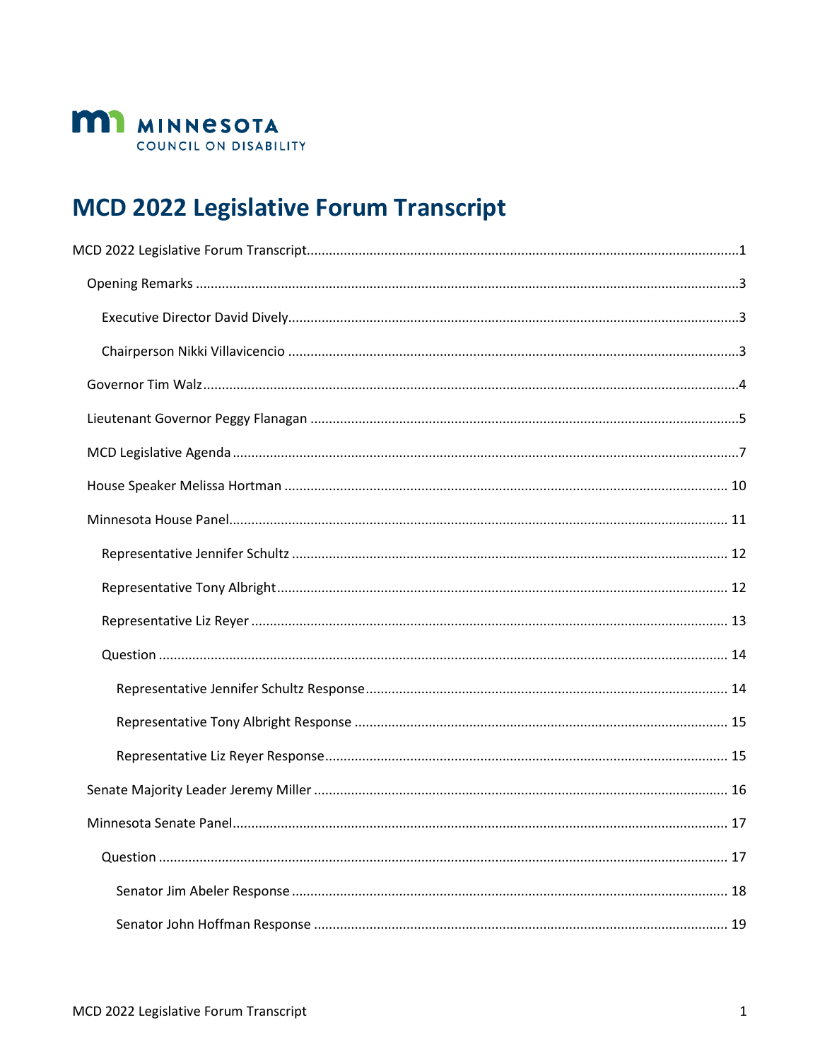MINNESOTA
COUNCIL ON DISABILITY

# MCD 2022 Legislative Forum Transcript

MCD 2022 Legislative Forum Transcript .....1

- Opening Remarks .....3
  - Executive Director David Dively .....3
  - Chairperson Nikki Villavicencio .....3
- Governor Tim Walz .....4
- Lieutenant Governor Peggy Flanagan .....5
- MCD Legislative Agenda .....7
- House Speaker Melissa Hortman .....10
- Minnesota House Panel .....11
  - Representative Jennifer Schultz .....12
  - Representative Tony Albright .....12
  - Representative Liz Reyer .....13
  - Question .....14
    - Representative Jennifer Schultz Response .....14
    - Representative Tony Albright Response .....15
    - Representative Liz Reyer Response .....15
- Senate Majority Leader Jeremy Miller .....16
- Minnesota Senate Panel .....17
  - Question .....17
    - Senator Jim Abeler Response .....18
    - Senator John Hoffman Response .....19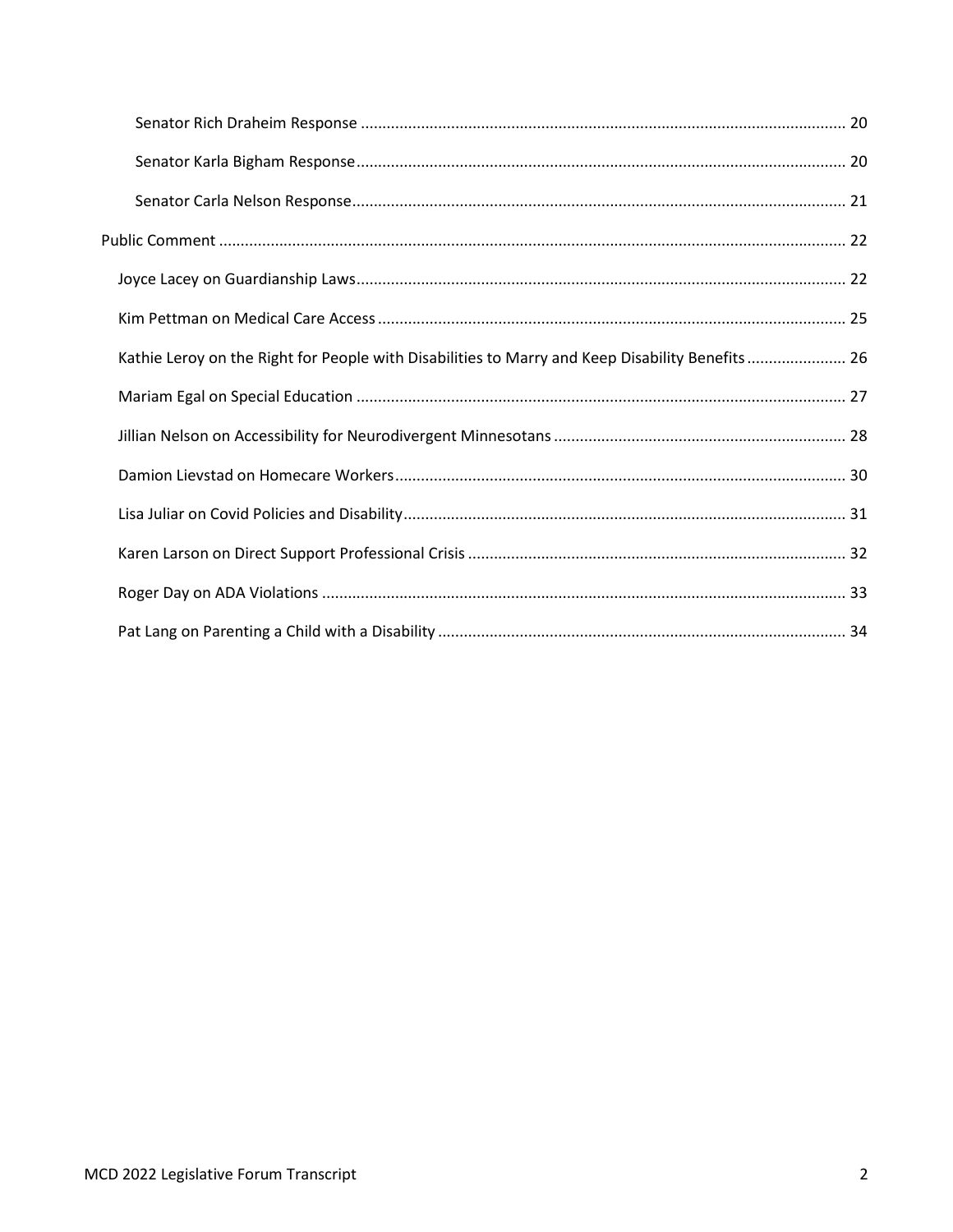- Senator Rich Draheim Response ........ 20
- Senator Karla Bigham Response ........ 20
- Senator Carla Nelson Response ........ 21

Public Comment ........ 22

- Joyce Lacey on Guardianship Laws ........ 22
- Kim Pettman on Medical Care Access ........ 25
- Kathie Leroy on the Right for People with Disabilities to Marry and Keep Disability Benefits ........ 26
- Mariam Egal on Special Education ........ 27
- Jillian Nelson on Accessibility for Neurodivergent Minnesotans ........ 28
- Damion Lievstad on Homecare Workers ........ 30
- Lisa Juliar on Covid Policies and Disability ........ 31
- Karen Larson on Direct Support Professional Crisis ........ 32
- Roger Day on ADA Violations ........ 33
- Pat Lang on Parenting a Child with a Disability ........ 34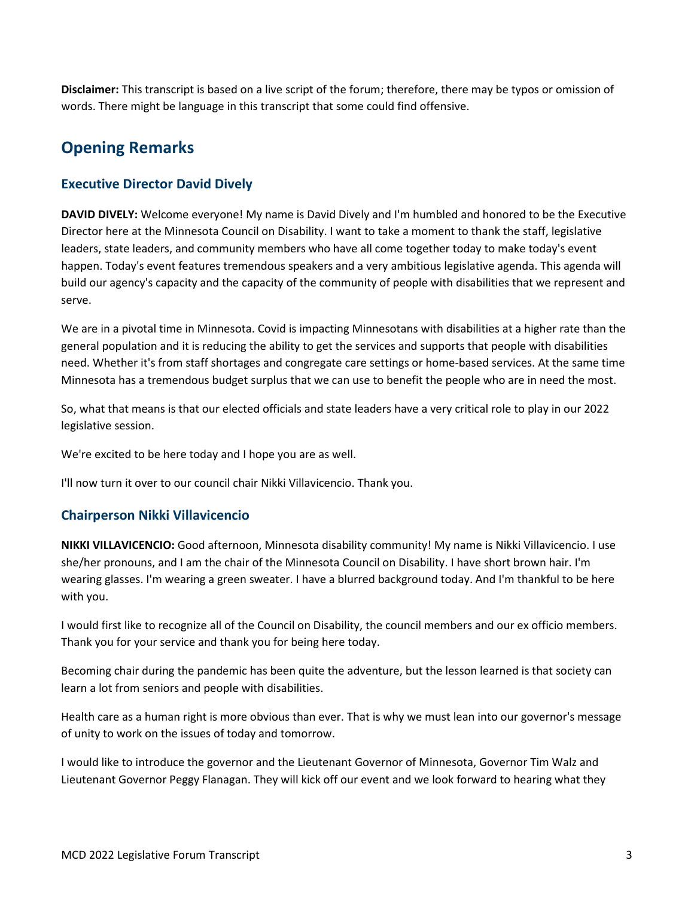**Disclaimer:** This transcript is based on a live script of the forum; therefore, there may be typos or omission of words. There might be language in this transcript that some could find offensive.

## Opening Remarks

### Executive Director David Dively

**DAVID DIVELY:** Welcome everyone! My name is David Dively and I'm humbled and honored to be the Executive Director here at the Minnesota Council on Disability. I want to take a moment to thank the staff, legislative leaders, state leaders, and community members who have all come together today to make today's event happen. Today's event features tremendous speakers and a very ambitious legislative agenda. This agenda will build our agency's capacity and the capacity of the community of people with disabilities that we represent and serve.

We are in a pivotal time in Minnesota. Covid is impacting Minnesotans with disabilities at a higher rate than the general population and it is reducing the ability to get the services and supports that people with disabilities need. Whether it's from staff shortages and congregate care settings or home-based services. At the same time Minnesota has a tremendous budget surplus that we can use to benefit the people who are in need the most.

So, what that means is that our elected officials and state leaders have a very critical role to play in our 2022 legislative session.

We're excited to be here today and I hope you are as well.

I'll now turn it over to our council chair Nikki Villavicencio. Thank you.

### Chairperson Nikki Villavicencio

**NIKKI VILLAVICENCIO:** Good afternoon, Minnesota disability community! My name is Nikki Villavicencio. I use she/her pronouns, and I am the chair of the Minnesota Council on Disability. I have short brown hair. I'm wearing glasses. I'm wearing a green sweater. I have a blurred background today. And I'm thankful to be here with you.

I would first like to recognize all of the Council on Disability, the council members and our ex officio members. Thank you for your service and thank you for being here today.

Becoming chair during the pandemic has been quite the adventure, but the lesson learned is that society can learn a lot from seniors and people with disabilities.

Health care as a human right is more obvious than ever. That is why we must lean into our governor's message of unity to work on the issues of today and tomorrow.

I would like to introduce the governor and the Lieutenant Governor of Minnesota, Governor Tim Walz and Lieutenant Governor Peggy Flanagan. They will kick off our event and we look forward to hearing what they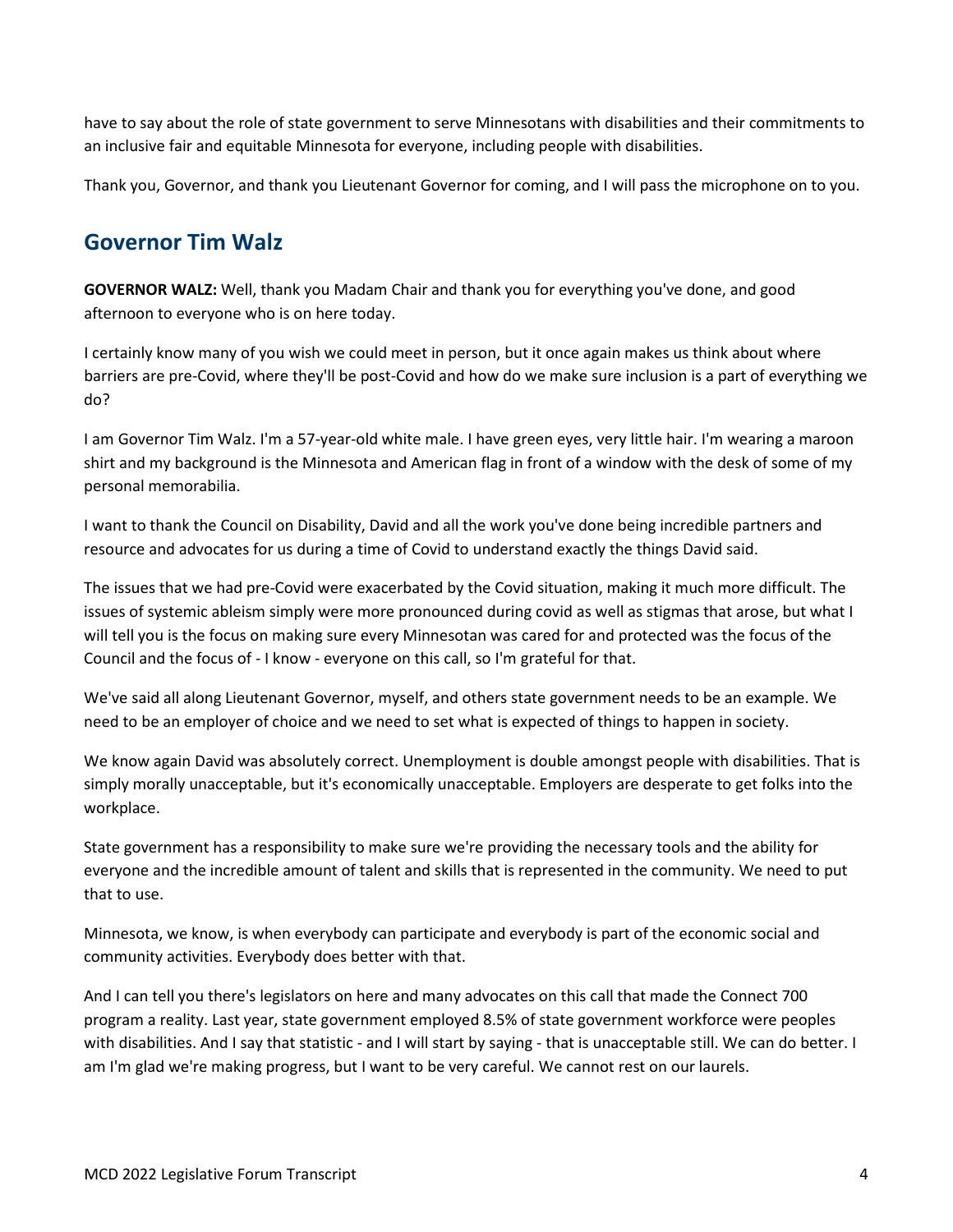have to say about the role of state government to serve Minnesotans with disabilities and their commitments to an inclusive fair and equitable Minnesota for everyone, including people with disabilities.

Thank you, Governor, and thank you Lieutenant Governor for coming, and I will pass the microphone on to you.

## Governor Tim Walz

**GOVERNOR WALZ:** Well, thank you Madam Chair and thank you for everything you've done, and good afternoon to everyone who is on here today.

I certainly know many of you wish we could meet in person, but it once again makes us think about where barriers are pre-Covid, where they'll be post-Covid and how do we make sure inclusion is a part of everything we do?

I am Governor Tim Walz. I'm a 57-year-old white male. I have green eyes, very little hair. I'm wearing a maroon shirt and my background is the Minnesota and American flag in front of a window with the desk of some of my personal memorabilia.

I want to thank the Council on Disability, David and all the work you've done being incredible partners and resource and advocates for us during a time of Covid to understand exactly the things David said.

The issues that we had pre-Covid were exacerbated by the Covid situation, making it much more difficult. The issues of systemic ableism simply were more pronounced during covid as well as stigmas that arose, but what I will tell you is the focus on making sure every Minnesotan was cared for and protected was the focus of the Council and the focus of - I know - everyone on this call, so I'm grateful for that.

We've said all along Lieutenant Governor, myself, and others state government needs to be an example. We need to be an employer of choice and we need to set what is expected of things to happen in society.

We know again David was absolutely correct. Unemployment is double amongst people with disabilities. That is simply morally unacceptable, but it's economically unacceptable. Employers are desperate to get folks into the workplace.

State government has a responsibility to make sure we're providing the necessary tools and the ability for everyone and the incredible amount of talent and skills that is represented in the community. We need to put that to use.

Minnesota, we know, is when everybody can participate and everybody is part of the economic social and community activities. Everybody does better with that.

And I can tell you there's legislators on here and many advocates on this call that made the Connect 700 program a reality. Last year, state government employed 8.5% of state government workforce were peoples with disabilities. And I say that statistic - and I will start by saying - that is unacceptable still. We can do better. I am I'm glad we're making progress, but I want to be very careful. We cannot rest on our laurels.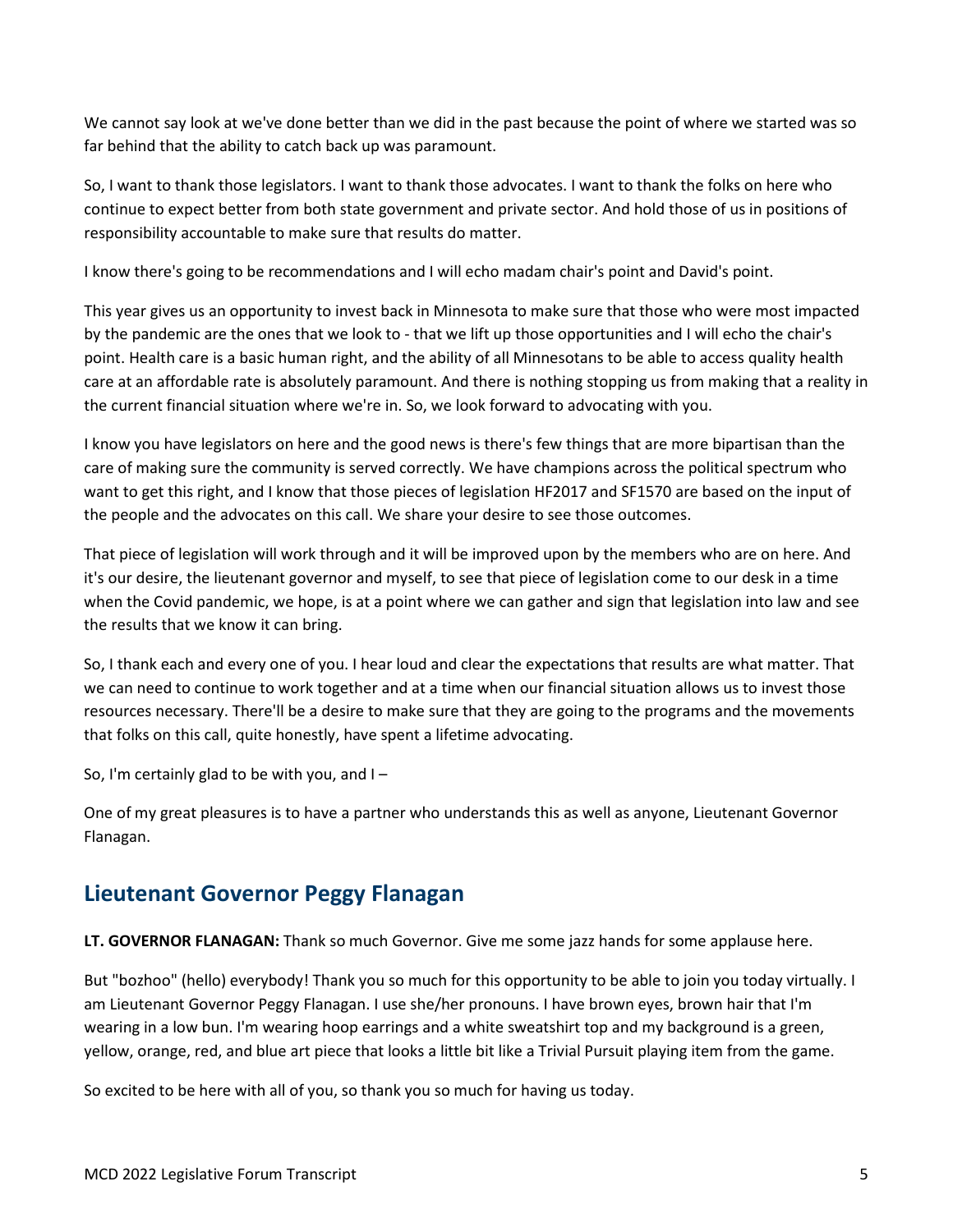We cannot say look at we've done better than we did in the past because the point of where we started was so far behind that the ability to catch back up was paramount.

So, I want to thank those legislators. I want to thank those advocates. I want to thank the folks on here who continue to expect better from both state government and private sector. And hold those of us in positions of responsibility accountable to make sure that results do matter.

I know there's going to be recommendations and I will echo madam chair's point and David's point.

This year gives us an opportunity to invest back in Minnesota to make sure that those who were most impacted by the pandemic are the ones that we look to - that we lift up those opportunities and I will echo the chair's point. Health care is a basic human right, and the ability of all Minnesotans to be able to access quality health care at an affordable rate is absolutely paramount. And there is nothing stopping us from making that a reality in the current financial situation where we're in. So, we look forward to advocating with you.

I know you have legislators on here and the good news is there's few things that are more bipartisan than the care of making sure the community is served correctly. We have champions across the political spectrum who want to get this right, and I know that those pieces of legislation HF2017 and SF1570 are based on the input of the people and the advocates on this call. We share your desire to see those outcomes.

That piece of legislation will work through and it will be improved upon by the members who are on here. And it's our desire, the lieutenant governor and myself, to see that piece of legislation come to our desk in a time when the Covid pandemic, we hope, is at a point where we can gather and sign that legislation into law and see the results that we know it can bring.

So, I thank each and every one of you. I hear loud and clear the expectations that results are what matter. That we can need to continue to work together and at a time when our financial situation allows us to invest those resources necessary. There'll be a desire to make sure that they are going to the programs and the movements that folks on this call, quite honestly, have spent a lifetime advocating.

So, I'm certainly glad to be with you, and I –

One of my great pleasures is to have a partner who understands this as well as anyone, Lieutenant Governor Flanagan.

## Lieutenant Governor Peggy Flanagan

**LT. GOVERNOR FLANAGAN:** Thank so much Governor. Give me some jazz hands for some applause here.

But "bozhoo" (hello) everybody! Thank you so much for this opportunity to be able to join you today virtually. I am Lieutenant Governor Peggy Flanagan. I use she/her pronouns. I have brown eyes, brown hair that I'm wearing in a low bun. I'm wearing hoop earrings and a white sweatshirt top and my background is a green, yellow, orange, red, and blue art piece that looks a little bit like a Trivial Pursuit playing item from the game.

So excited to be here with all of you, so thank you so much for having us today.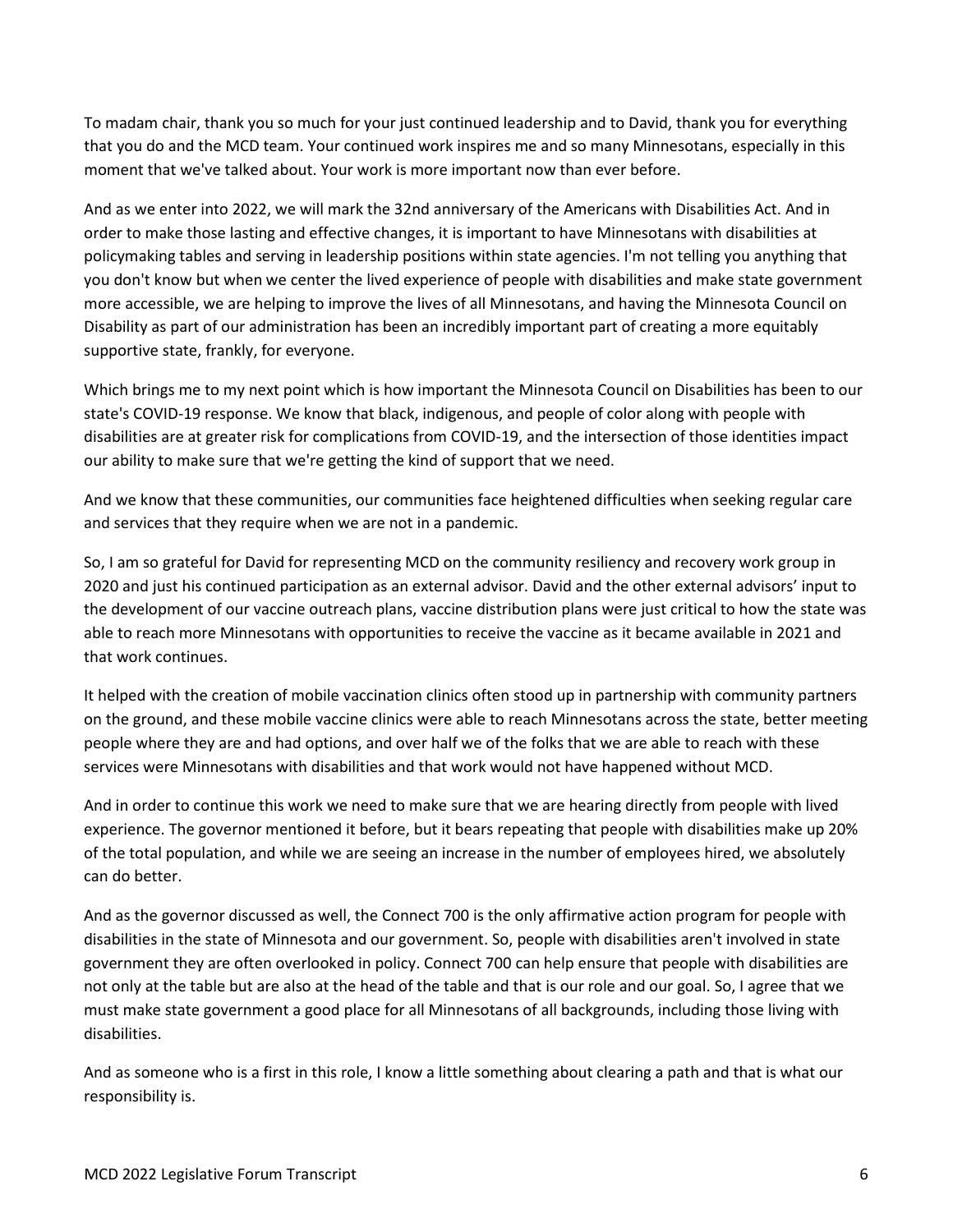To madam chair, thank you so much for your just continued leadership and to David, thank you for everything that you do and the MCD team. Your continued work inspires me and so many Minnesotans, especially in this moment that we've talked about. Your work is more important now than ever before.

And as we enter into 2022, we will mark the 32nd anniversary of the Americans with Disabilities Act. And in order to make those lasting and effective changes, it is important to have Minnesotans with disabilities at policymaking tables and serving in leadership positions within state agencies. I'm not telling you anything that you don't know but when we center the lived experience of people with disabilities and make state government more accessible, we are helping to improve the lives of all Minnesotans, and having the Minnesota Council on Disability as part of our administration has been an incredibly important part of creating a more equitably supportive state, frankly, for everyone.

Which brings me to my next point which is how important the Minnesota Council on Disabilities has been to our state's COVID-19 response. We know that black, indigenous, and people of color along with people with disabilities are at greater risk for complications from COVID-19, and the intersection of those identities impact our ability to make sure that we're getting the kind of support that we need.

And we know that these communities, our communities face heightened difficulties when seeking regular care and services that they require when we are not in a pandemic.

So, I am so grateful for David for representing MCD on the community resiliency and recovery work group in 2020 and just his continued participation as an external advisor. David and the other external advisors' input to the development of our vaccine outreach plans, vaccine distribution plans were just critical to how the state was able to reach more Minnesotans with opportunities to receive the vaccine as it became available in 2021 and that work continues.

It helped with the creation of mobile vaccination clinics often stood up in partnership with community partners on the ground, and these mobile vaccine clinics were able to reach Minnesotans across the state, better meeting people where they are and had options, and over half we of the folks that we are able to reach with these services were Minnesotans with disabilities and that work would not have happened without MCD.

And in order to continue this work we need to make sure that we are hearing directly from people with lived experience. The governor mentioned it before, but it bears repeating that people with disabilities make up 20% of the total population, and while we are seeing an increase in the number of employees hired, we absolutely can do better.

And as the governor discussed as well, the Connect 700 is the only affirmative action program for people with disabilities in the state of Minnesota and our government. So, people with disabilities aren't involved in state government they are often overlooked in policy. Connect 700 can help ensure that people with disabilities are not only at the table but are also at the head of the table and that is our role and our goal. So, I agree that we must make state government a good place for all Minnesotans of all backgrounds, including those living with disabilities.

And as someone who is a first in this role, I know a little something about clearing a path and that is what our responsibility is.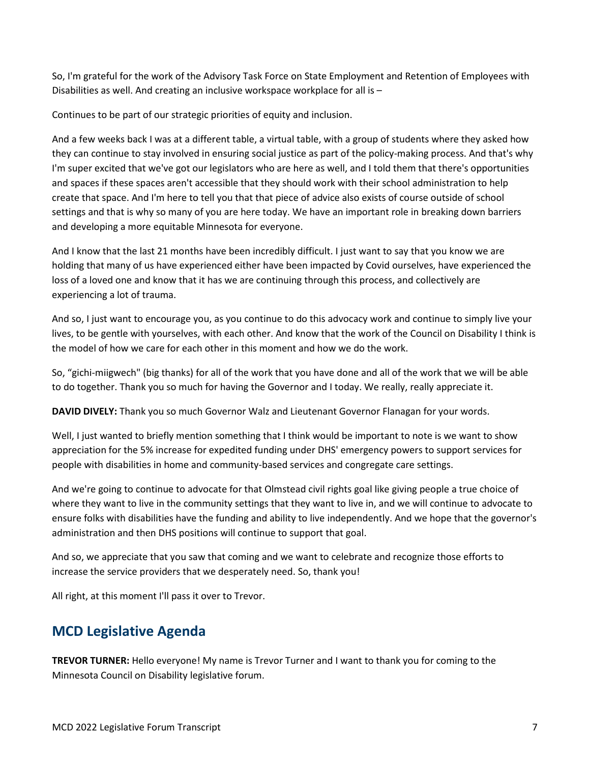So, I'm grateful for the work of the Advisory Task Force on State Employment and Retention of Employees with Disabilities as well. And creating an inclusive workspace workplace for all is –

Continues to be part of our strategic priorities of equity and inclusion.

And a few weeks back I was at a different table, a virtual table, with a group of students where they asked how they can continue to stay involved in ensuring social justice as part of the policy-making process. And that's why I'm super excited that we've got our legislators who are here as well, and I told them that there's opportunities and spaces if these spaces aren't accessible that they should work with their school administration to help create that space. And I'm here to tell you that that piece of advice also exists of course outside of school settings and that is why so many of you are here today. We have an important role in breaking down barriers and developing a more equitable Minnesota for everyone.

And I know that the last 21 months have been incredibly difficult. I just want to say that you know we are holding that many of us have experienced either have been impacted by Covid ourselves, have experienced the loss of a loved one and know that it has we are continuing through this process, and collectively are experiencing a lot of trauma.

And so, I just want to encourage you, as you continue to do this advocacy work and continue to simply live your lives, to be gentle with yourselves, with each other. And know that the work of the Council on Disability I think is the model of how we care for each other in this moment and how we do the work.

So, "gichi-miigwech" (big thanks) for all of the work that you have done and all of the work that we will be able to do together. Thank you so much for having the Governor and I today. We really, really appreciate it.

**DAVID DIVELY:** Thank you so much Governor Walz and Lieutenant Governor Flanagan for your words.

Well, I just wanted to briefly mention something that I think would be important to note is we want to show appreciation for the 5% increase for expedited funding under DHS' emergency powers to support services for people with disabilities in home and community-based services and congregate care settings.

And we're going to continue to advocate for that Olmstead civil rights goal like giving people a true choice of where they want to live in the community settings that they want to live in, and we will continue to advocate to ensure folks with disabilities have the funding and ability to live independently. And we hope that the governor's administration and then DHS positions will continue to support that goal.

And so, we appreciate that you saw that coming and we want to celebrate and recognize those efforts to increase the service providers that we desperately need. So, thank you!

All right, at this moment I'll pass it over to Trevor.

## MCD Legislative Agenda

**TREVOR TURNER:** Hello everyone! My name is Trevor Turner and I want to thank you for coming to the Minnesota Council on Disability legislative forum.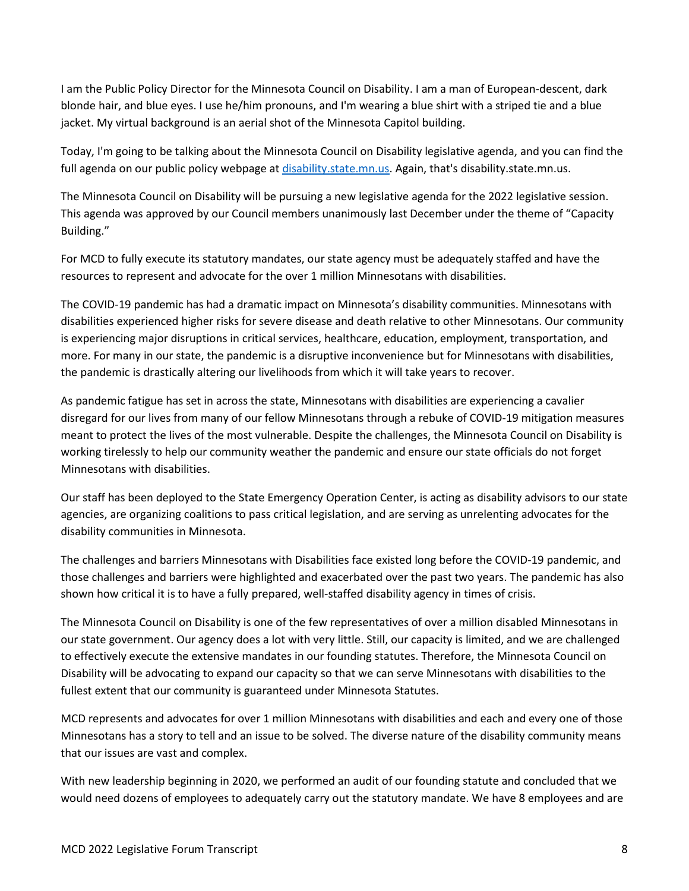I am the Public Policy Director for the Minnesota Council on Disability. I am a man of European-descent, dark blonde hair, and blue eyes. I use he/him pronouns, and I'm wearing a blue shirt with a striped tie and a blue jacket. My virtual background is an aerial shot of the Minnesota Capitol building.

Today, I'm going to be talking about the Minnesota Council on Disability legislative agenda, and you can find the full agenda on our public policy webpage at [disability.state.mn.us](disability.state.mn.us). Again, that's disability.state.mn.us.

The Minnesota Council on Disability will be pursuing a new legislative agenda for the 2022 legislative session. This agenda was approved by our Council members unanimously last December under the theme of "Capacity Building."

For MCD to fully execute its statutory mandates, our state agency must be adequately staffed and have the resources to represent and advocate for the over 1 million Minnesotans with disabilities.

The COVID-19 pandemic has had a dramatic impact on Minnesota's disability communities. Minnesotans with disabilities experienced higher risks for severe disease and death relative to other Minnesotans. Our community is experiencing major disruptions in critical services, healthcare, education, employment, transportation, and more. For many in our state, the pandemic is a disruptive inconvenience but for Minnesotans with disabilities, the pandemic is drastically altering our livelihoods from which it will take years to recover.

As pandemic fatigue has set in across the state, Minnesotans with disabilities are experiencing a cavalier disregard for our lives from many of our fellow Minnesotans through a rebuke of COVID-19 mitigation measures meant to protect the lives of the most vulnerable. Despite the challenges, the Minnesota Council on Disability is working tirelessly to help our community weather the pandemic and ensure our state officials do not forget Minnesotans with disabilities.

Our staff has been deployed to the State Emergency Operation Center, is acting as disability advisors to our state agencies, are organizing coalitions to pass critical legislation, and are serving as unrelenting advocates for the disability communities in Minnesota.

The challenges and barriers Minnesotans with Disabilities face existed long before the COVID-19 pandemic, and those challenges and barriers were highlighted and exacerbated over the past two years. The pandemic has also shown how critical it is to have a fully prepared, well-staffed disability agency in times of crisis.

The Minnesota Council on Disability is one of the few representatives of over a million disabled Minnesotans in our state government. Our agency does a lot with very little. Still, our capacity is limited, and we are challenged to effectively execute the extensive mandates in our founding statutes. Therefore, the Minnesota Council on Disability will be advocating to expand our capacity so that we can serve Minnesotans with disabilities to the fullest extent that our community is guaranteed under Minnesota Statutes.

MCD represents and advocates for over 1 million Minnesotans with disabilities and each and every one of those Minnesotans has a story to tell and an issue to be solved. The diverse nature of the disability community means that our issues are vast and complex.

With new leadership beginning in 2020, we performed an audit of our founding statute and concluded that we would need dozens of employees to adequately carry out the statutory mandate. We have 8 employees and are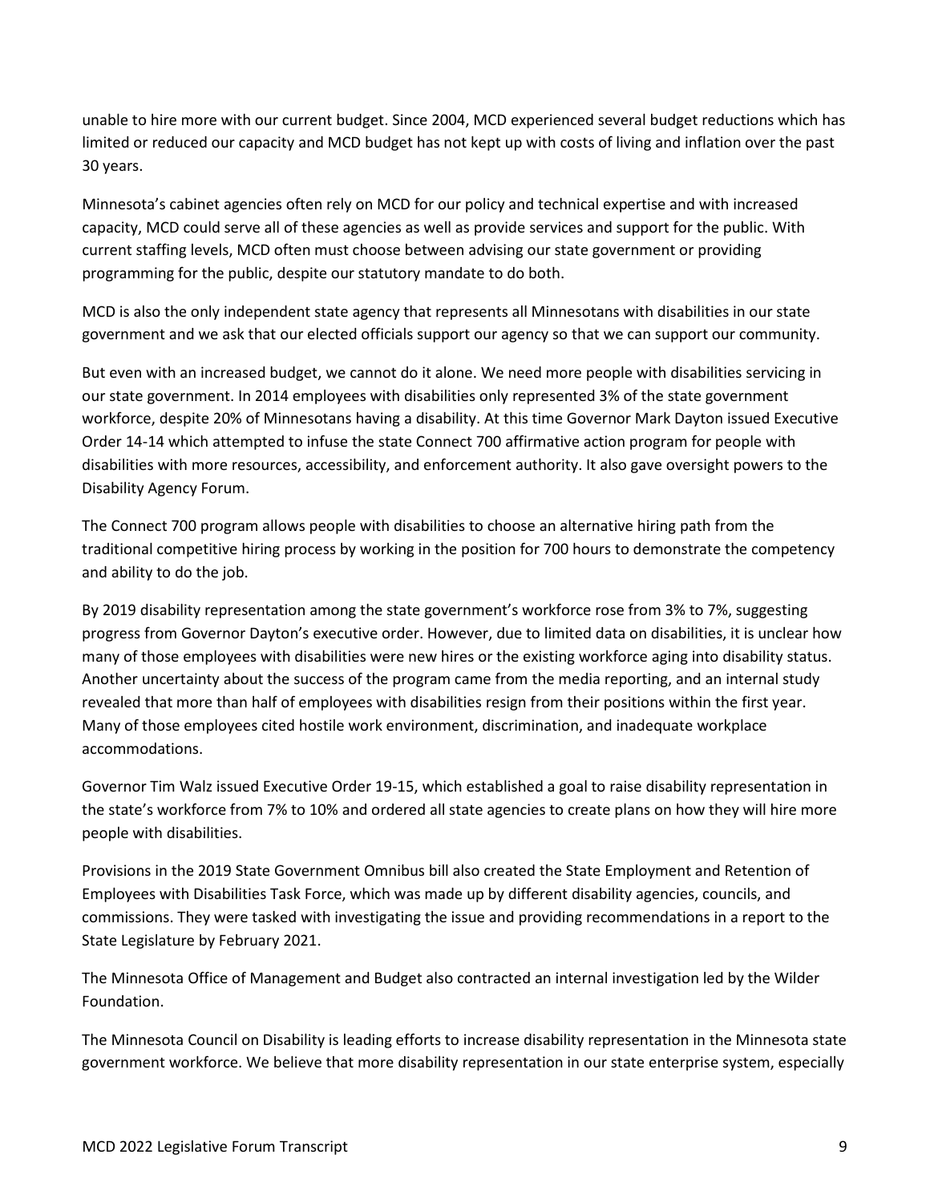unable to hire more with our current budget. Since 2004, MCD experienced several budget reductions which has limited or reduced our capacity and MCD budget has not kept up with costs of living and inflation over the past 30 years.

Minnesota's cabinet agencies often rely on MCD for our policy and technical expertise and with increased capacity, MCD could serve all of these agencies as well as provide services and support for the public. With current staffing levels, MCD often must choose between advising our state government or providing programming for the public, despite our statutory mandate to do both.

MCD is also the only independent state agency that represents all Minnesotans with disabilities in our state government and we ask that our elected officials support our agency so that we can support our community.

But even with an increased budget, we cannot do it alone. We need more people with disabilities servicing in our state government. In 2014 employees with disabilities only represented 3% of the state government workforce, despite 20% of Minnesotans having a disability. At this time Governor Mark Dayton issued Executive Order 14-14 which attempted to infuse the state Connect 700 affirmative action program for people with disabilities with more resources, accessibility, and enforcement authority. It also gave oversight powers to the Disability Agency Forum.

The Connect 700 program allows people with disabilities to choose an alternative hiring path from the traditional competitive hiring process by working in the position for 700 hours to demonstrate the competency and ability to do the job.

By 2019 disability representation among the state government's workforce rose from 3% to 7%, suggesting progress from Governor Dayton's executive order. However, due to limited data on disabilities, it is unclear how many of those employees with disabilities were new hires or the existing workforce aging into disability status. Another uncertainty about the success of the program came from the media reporting, and an internal study revealed that more than half of employees with disabilities resign from their positions within the first year. Many of those employees cited hostile work environment, discrimination, and inadequate workplace accommodations.

Governor Tim Walz issued Executive Order 19-15, which established a goal to raise disability representation in the state's workforce from 7% to 10% and ordered all state agencies to create plans on how they will hire more people with disabilities.

Provisions in the 2019 State Government Omnibus bill also created the State Employment and Retention of Employees with Disabilities Task Force, which was made up by different disability agencies, councils, and commissions. They were tasked with investigating the issue and providing recommendations in a report to the State Legislature by February 2021.

The Minnesota Office of Management and Budget also contracted an internal investigation led by the Wilder Foundation.

The Minnesota Council on Disability is leading efforts to increase disability representation in the Minnesota state government workforce. We believe that more disability representation in our state enterprise system, especially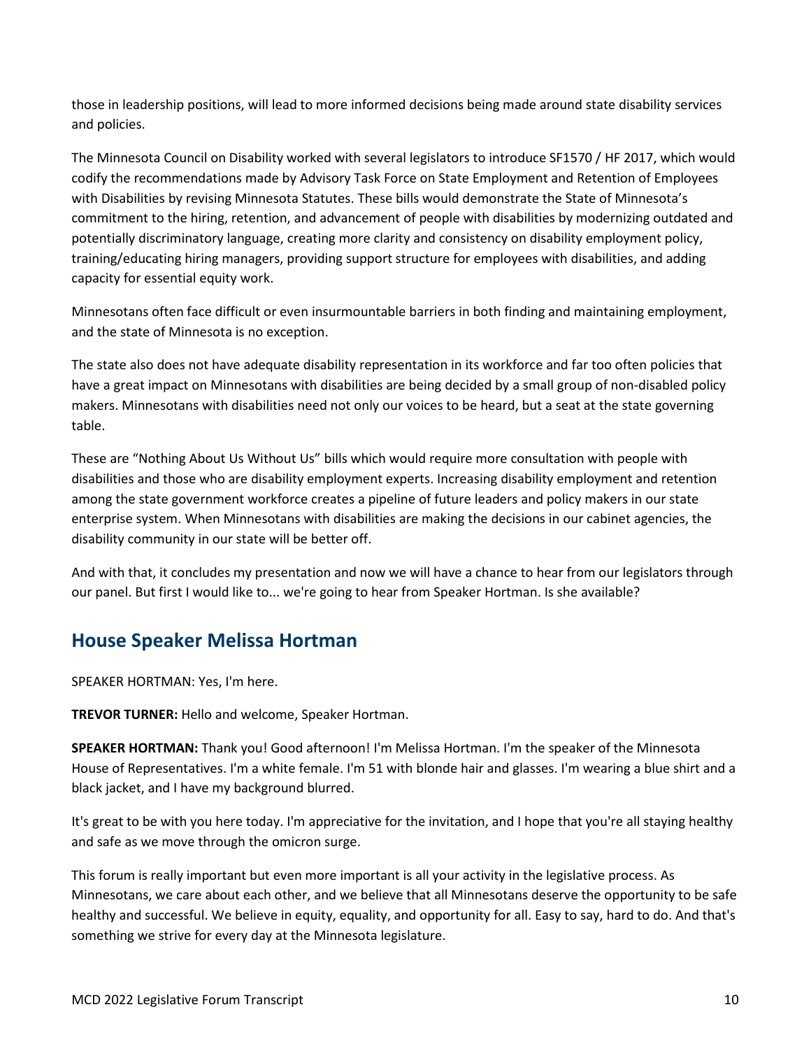those in leadership positions, will lead to more informed decisions being made around state disability services and policies.

The Minnesota Council on Disability worked with several legislators to introduce SF1570 / HF 2017, which would codify the recommendations made by Advisory Task Force on State Employment and Retention of Employees with Disabilities by revising Minnesota Statutes. These bills would demonstrate the State of Minnesota's commitment to the hiring, retention, and advancement of people with disabilities by modernizing outdated and potentially discriminatory language, creating more clarity and consistency on disability employment policy, training/educating hiring managers, providing support structure for employees with disabilities, and adding capacity for essential equity work.

Minnesotans often face difficult or even insurmountable barriers in both finding and maintaining employment, and the state of Minnesota is no exception.

The state also does not have adequate disability representation in its workforce and far too often policies that have a great impact on Minnesotans with disabilities are being decided by a small group of non-disabled policy makers. Minnesotans with disabilities need not only our voices to be heard, but a seat at the state governing table.

These are "Nothing About Us Without Us" bills which would require more consultation with people with disabilities and those who are disability employment experts. Increasing disability employment and retention among the state government workforce creates a pipeline of future leaders and policy makers in our state enterprise system. When Minnesotans with disabilities are making the decisions in our cabinet agencies, the disability community in our state will be better off.

And with that, it concludes my presentation and now we will have a chance to hear from our legislators through our panel. But first I would like to... we're going to hear from Speaker Hortman. Is she available?

## House Speaker Melissa Hortman

SPEAKER HORTMAN: Yes, I'm here.

**TREVOR TURNER:** Hello and welcome, Speaker Hortman.

**SPEAKER HORTMAN:** Thank you! Good afternoon! I'm Melissa Hortman. I'm the speaker of the Minnesota House of Representatives. I'm a white female. I'm 51 with blonde hair and glasses. I'm wearing a blue shirt and a black jacket, and I have my background blurred.

It's great to be with you here today. I'm appreciative for the invitation, and I hope that you're all staying healthy and safe as we move through the omicron surge.

This forum is really important but even more important is all your activity in the legislative process. As Minnesotans, we care about each other, and we believe that all Minnesotans deserve the opportunity to be safe healthy and successful. We believe in equity, equality, and opportunity for all. Easy to say, hard to do. And that's something we strive for every day at the Minnesota legislature.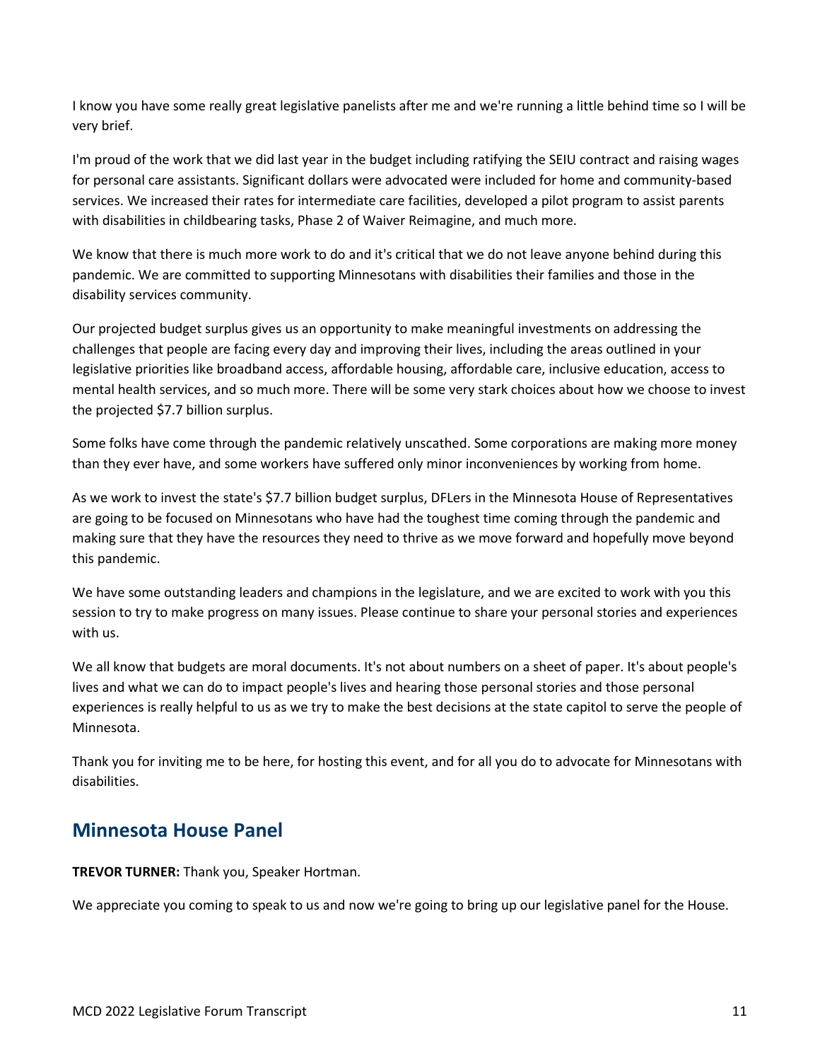I know you have some really great legislative panelists after me and we're running a little behind time so I will be very brief.

I'm proud of the work that we did last year in the budget including ratifying the SEIU contract and raising wages for personal care assistants. Significant dollars were advocated were included for home and community-based services. We increased their rates for intermediate care facilities, developed a pilot program to assist parents with disabilities in childbearing tasks, Phase 2 of Waiver Reimagine, and much more.

We know that there is much more work to do and it's critical that we do not leave anyone behind during this pandemic. We are committed to supporting Minnesotans with disabilities their families and those in the disability services community.

Our projected budget surplus gives us an opportunity to make meaningful investments on addressing the challenges that people are facing every day and improving their lives, including the areas outlined in your legislative priorities like broadband access, affordable housing, affordable care, inclusive education, access to mental health services, and so much more. There will be some very stark choices about how we choose to invest the projected $7.7 billion surplus.

Some folks have come through the pandemic relatively unscathed. Some corporations are making more money than they ever have, and some workers have suffered only minor inconveniences by working from home.

As we work to invest the state's $7.7 billion budget surplus, DFLers in the Minnesota House of Representatives are going to be focused on Minnesotans who have had the toughest time coming through the pandemic and making sure that they have the resources they need to thrive as we move forward and hopefully move beyond this pandemic.

We have some outstanding leaders and champions in the legislature, and we are excited to work with you this session to try to make progress on many issues. Please continue to share your personal stories and experiences with us.

We all know that budgets are moral documents. It's not about numbers on a sheet of paper. It's about people's lives and what we can do to impact people's lives and hearing those personal stories and those personal experiences is really helpful to us as we try to make the best decisions at the state capitol to serve the people of Minnesota.

Thank you for inviting me to be here, for hosting this event, and for all you do to advocate for Minnesotans with disabilities.

## Minnesota House Panel

**TREVOR TURNER:** Thank you, Speaker Hortman.

We appreciate you coming to speak to us and now we're going to bring up our legislative panel for the House.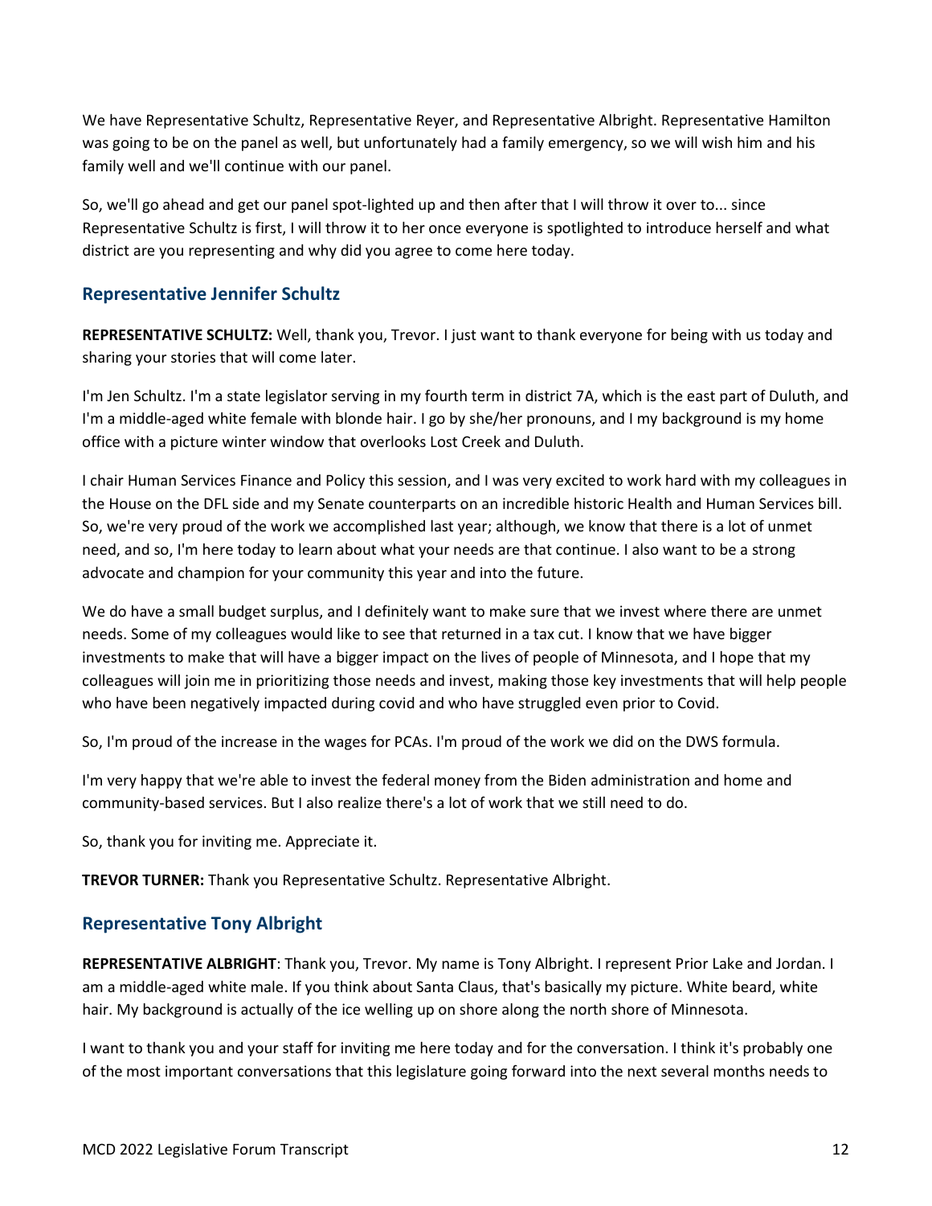We have Representative Schultz, Representative Reyer, and Representative Albright. Representative Hamilton was going to be on the panel as well, but unfortunately had a family emergency, so we will wish him and his family well and we'll continue with our panel.

So, we'll go ahead and get our panel spot-lighted up and then after that I will throw it over to... since Representative Schultz is first, I will throw it to her once everyone is spotlighted to introduce herself and what district are you representing and why did you agree to come here today.

## Representative Jennifer Schultz

**REPRESENTATIVE SCHULTZ:** Well, thank you, Trevor. I just want to thank everyone for being with us today and sharing your stories that will come later.

I'm Jen Schultz. I'm a state legislator serving in my fourth term in district 7A, which is the east part of Duluth, and I'm a middle-aged white female with blonde hair. I go by she/her pronouns, and I my background is my home office with a picture winter window that overlooks Lost Creek and Duluth.

I chair Human Services Finance and Policy this session, and I was very excited to work hard with my colleagues in the House on the DFL side and my Senate counterparts on an incredible historic Health and Human Services bill. So, we're very proud of the work we accomplished last year; although, we know that there is a lot of unmet need, and so, I'm here today to learn about what your needs are that continue. I also want to be a strong advocate and champion for your community this year and into the future.

We do have a small budget surplus, and I definitely want to make sure that we invest where there are unmet needs. Some of my colleagues would like to see that returned in a tax cut. I know that we have bigger investments to make that will have a bigger impact on the lives of people of Minnesota, and I hope that my colleagues will join me in prioritizing those needs and invest, making those key investments that will help people who have been negatively impacted during covid and who have struggled even prior to Covid.

So, I'm proud of the increase in the wages for PCAs. I'm proud of the work we did on the DWS formula.

I'm very happy that we're able to invest the federal money from the Biden administration and home and community-based services. But I also realize there's a lot of work that we still need to do.

So, thank you for inviting me. Appreciate it.

**TREVOR TURNER:** Thank you Representative Schultz. Representative Albright.

## Representative Tony Albright

**REPRESENTATIVE ALBRIGHT**: Thank you, Trevor. My name is Tony Albright. I represent Prior Lake and Jordan. I am a middle-aged white male. If you think about Santa Claus, that's basically my picture. White beard, white hair. My background is actually of the ice welling up on shore along the north shore of Minnesota.

I want to thank you and your staff for inviting me here today and for the conversation. I think it's probably one of the most important conversations that this legislature going forward into the next several months needs to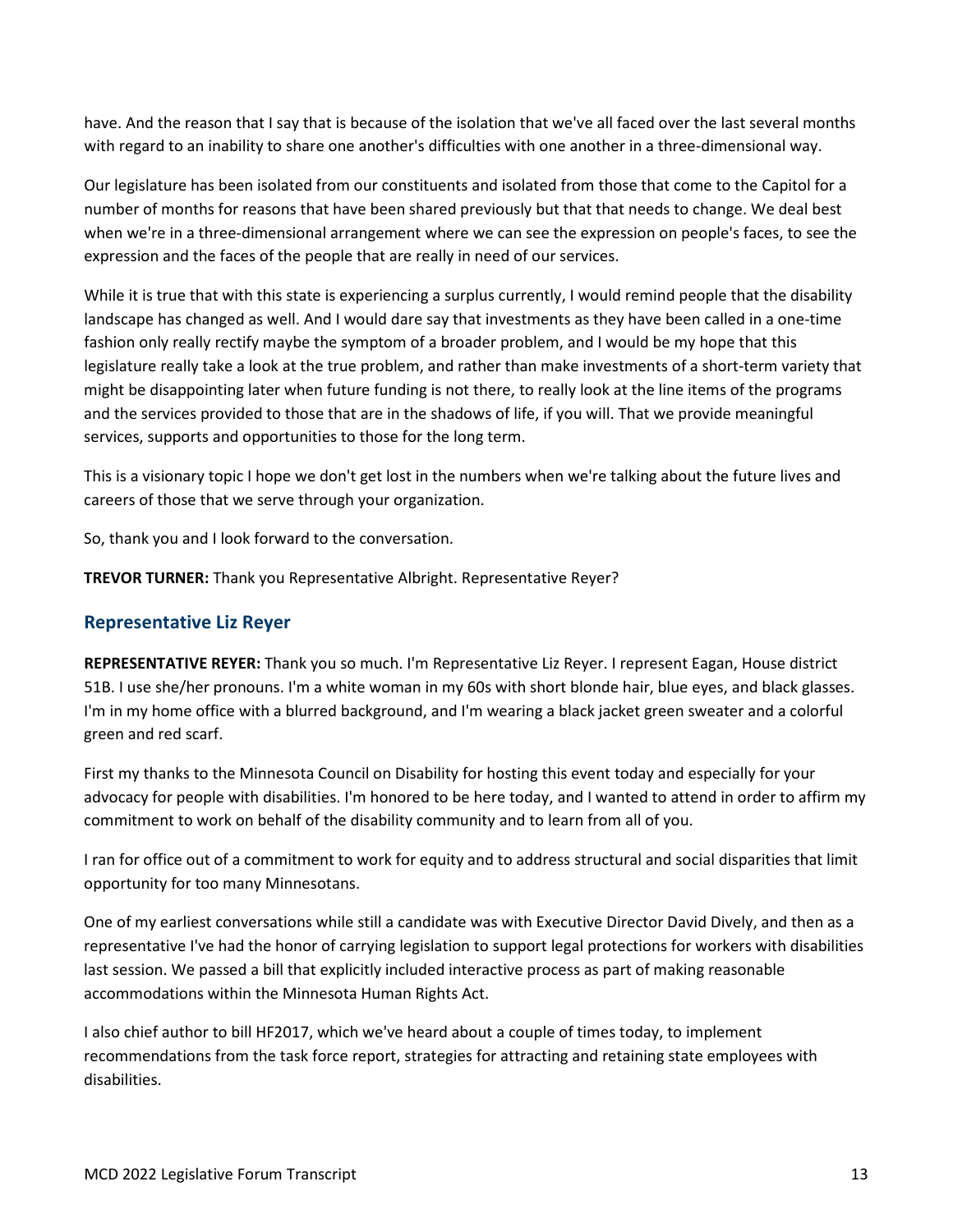have. And the reason that I say that is because of the isolation that we've all faced over the last several months with regard to an inability to share one another's difficulties with one another in a three-dimensional way.

Our legislature has been isolated from our constituents and isolated from those that come to the Capitol for a number of months for reasons that have been shared previously but that that needs to change. We deal best when we're in a three-dimensional arrangement where we can see the expression on people's faces, to see the expression and the faces of the people that are really in need of our services.

While it is true that with this state is experiencing a surplus currently, I would remind people that the disability landscape has changed as well. And I would dare say that investments as they have been called in a one-time fashion only really rectify maybe the symptom of a broader problem, and I would be my hope that this legislature really take a look at the true problem, and rather than make investments of a short-term variety that might be disappointing later when future funding is not there, to really look at the line items of the programs and the services provided to those that are in the shadows of life, if you will. That we provide meaningful services, supports and opportunities to those for the long term.

This is a visionary topic I hope we don't get lost in the numbers when we're talking about the future lives and careers of those that we serve through your organization.

So, thank you and I look forward to the conversation.

**TREVOR TURNER:** Thank you Representative Albright. Representative Reyer?

## Representative Liz Reyer

**REPRESENTATIVE REYER:** Thank you so much. I'm Representative Liz Reyer. I represent Eagan, House district 51B. I use she/her pronouns. I'm a white woman in my 60s with short blonde hair, blue eyes, and black glasses. I'm in my home office with a blurred background, and I'm wearing a black jacket green sweater and a colorful green and red scarf.

First my thanks to the Minnesota Council on Disability for hosting this event today and especially for your advocacy for people with disabilities. I'm honored to be here today, and I wanted to attend in order to affirm my commitment to work on behalf of the disability community and to learn from all of you.

I ran for office out of a commitment to work for equity and to address structural and social disparities that limit opportunity for too many Minnesotans.

One of my earliest conversations while still a candidate was with Executive Director David Dively, and then as a representative I've had the honor of carrying legislation to support legal protections for workers with disabilities last session. We passed a bill that explicitly included interactive process as part of making reasonable accommodations within the Minnesota Human Rights Act.

I also chief author to bill HF2017, which we've heard about a couple of times today, to implement recommendations from the task force report, strategies for attracting and retaining state employees with disabilities.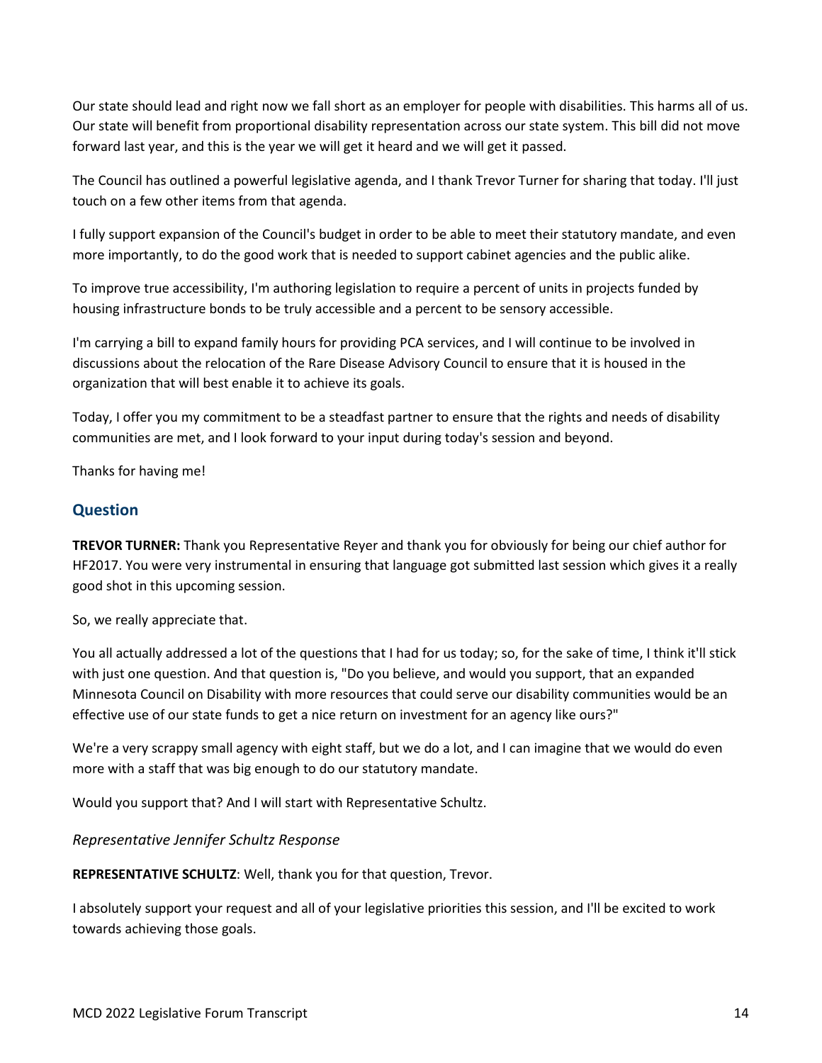Our state should lead and right now we fall short as an employer for people with disabilities. This harms all of us. Our state will benefit from proportional disability representation across our state system. This bill did not move forward last year, and this is the year we will get it heard and we will get it passed.

The Council has outlined a powerful legislative agenda, and I thank Trevor Turner for sharing that today. I'll just touch on a few other items from that agenda.

I fully support expansion of the Council's budget in order to be able to meet their statutory mandate, and even more importantly, to do the good work that is needed to support cabinet agencies and the public alike.

To improve true accessibility, I'm authoring legislation to require a percent of units in projects funded by housing infrastructure bonds to be truly accessible and a percent to be sensory accessible.

I'm carrying a bill to expand family hours for providing PCA services, and I will continue to be involved in discussions about the relocation of the Rare Disease Advisory Council to ensure that it is housed in the organization that will best enable it to achieve its goals.

Today, I offer you my commitment to be a steadfast partner to ensure that the rights and needs of disability communities are met, and I look forward to your input during today's session and beyond.

Thanks for having me!

## Question

**TREVOR TURNER:** Thank you Representative Reyer and thank you for obviously for being our chief author for HF2017. You were very instrumental in ensuring that language got submitted last session which gives it a really good shot in this upcoming session.

So, we really appreciate that.

You all actually addressed a lot of the questions that I had for us today; so, for the sake of time, I think it'll stick with just one question. And that question is, "Do you believe, and would you support, that an expanded Minnesota Council on Disability with more resources that could serve our disability communities would be an effective use of our state funds to get a nice return on investment for an agency like ours?"

We're a very scrappy small agency with eight staff, but we do a lot, and I can imagine that we would do even more with a staff that was big enough to do our statutory mandate.

Would you support that? And I will start with Representative Schultz.

### *Representative Jennifer Schultz Response*

**REPRESENTATIVE SCHULTZ**: Well, thank you for that question, Trevor.

I absolutely support your request and all of your legislative priorities this session, and I'll be excited to work towards achieving those goals.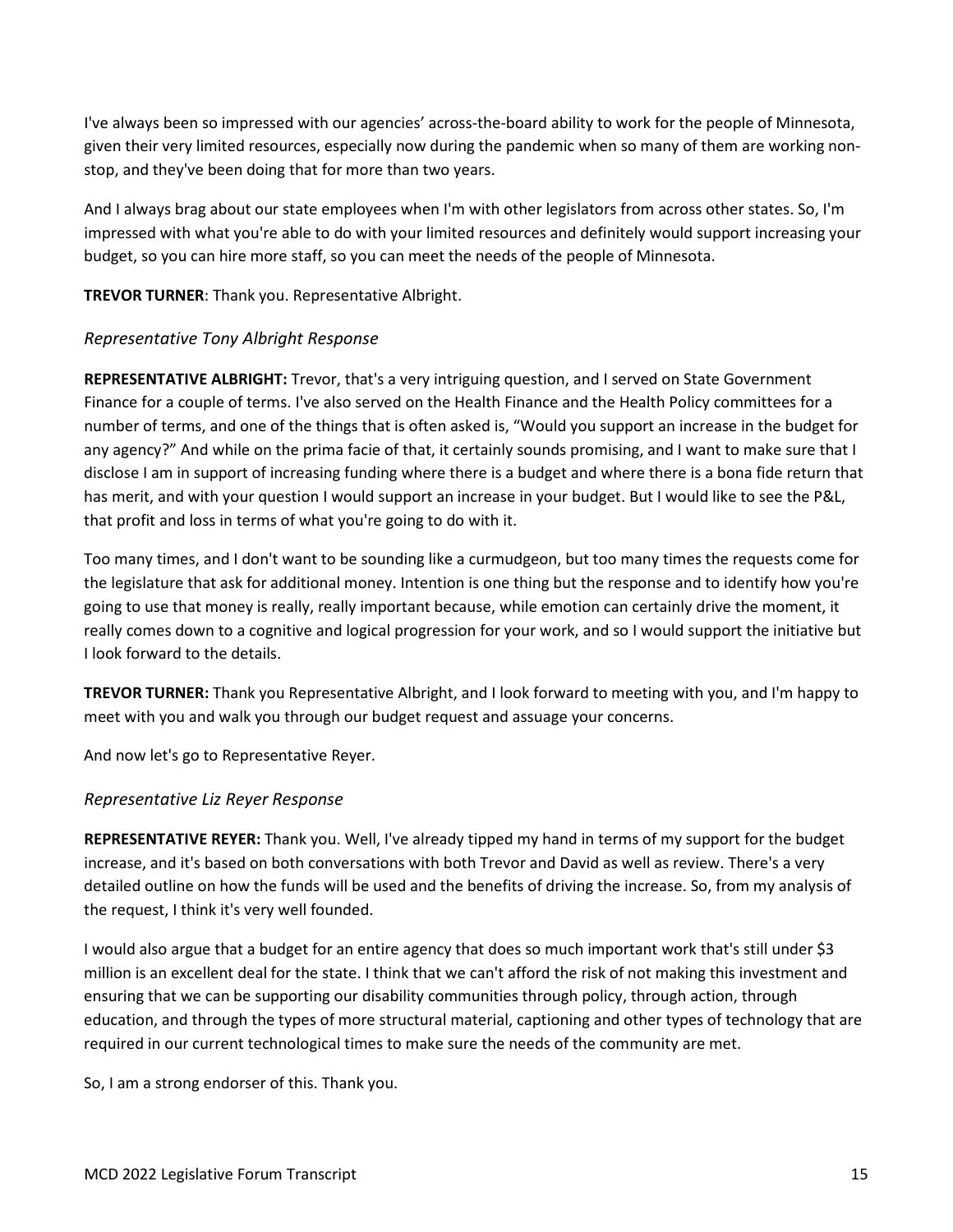I've always been so impressed with our agencies' across-the-board ability to work for the people of Minnesota, given their very limited resources, especially now during the pandemic when so many of them are working non-stop, and they've been doing that for more than two years.

And I always brag about our state employees when I'm with other legislators from across other states. So, I'm impressed with what you're able to do with your limited resources and definitely would support increasing your budget, so you can hire more staff, so you can meet the needs of the people of Minnesota.

**TREVOR TURNER**: Thank you. Representative Albright.

### *Representative Tony Albright Response*

**REPRESENTATIVE ALBRIGHT:** Trevor, that's a very intriguing question, and I served on State Government Finance for a couple of terms. I've also served on the Health Finance and the Health Policy committees for a number of terms, and one of the things that is often asked is, "Would you support an increase in the budget for any agency?" And while on the prima facie of that, it certainly sounds promising, and I want to make sure that I disclose I am in support of increasing funding where there is a budget and where there is a bona fide return that has merit, and with your question I would support an increase in your budget. But I would like to see the P&L, that profit and loss in terms of what you're going to do with it.

Too many times, and I don't want to be sounding like a curmudgeon, but too many times the requests come for the legislature that ask for additional money. Intention is one thing but the response and to identify how you're going to use that money is really, really important because, while emotion can certainly drive the moment, it really comes down to a cognitive and logical progression for your work, and so I would support the initiative but I look forward to the details.

**TREVOR TURNER:** Thank you Representative Albright, and I look forward to meeting with you, and I'm happy to meet with you and walk you through our budget request and assuage your concerns.

And now let's go to Representative Reyer.

### *Representative Liz Reyer Response*

**REPRESENTATIVE REYER:** Thank you. Well, I've already tipped my hand in terms of my support for the budget increase, and it's based on both conversations with both Trevor and David as well as review. There's a very detailed outline on how the funds will be used and the benefits of driving the increase. So, from my analysis of the request, I think it's very well founded.

I would also argue that a budget for an entire agency that does so much important work that's still under $3 million is an excellent deal for the state. I think that we can't afford the risk of not making this investment and ensuring that we can be supporting our disability communities through policy, through action, through education, and through the types of more structural material, captioning and other types of technology that are required in our current technological times to make sure the needs of the community are met.

So, I am a strong endorser of this. Thank you.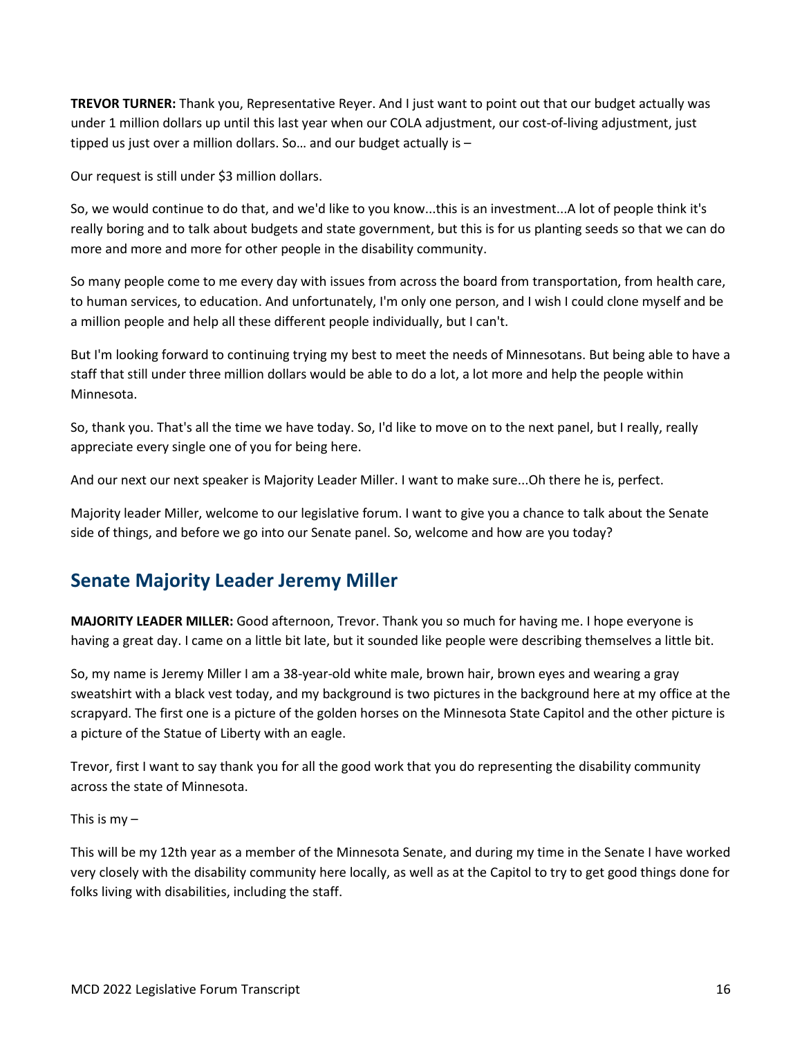**TREVOR TURNER:** Thank you, Representative Reyer. And I just want to point out that our budget actually was under 1 million dollars up until this last year when our COLA adjustment, our cost-of-living adjustment, just tipped us just over a million dollars. So… and our budget actually is –

Our request is still under $3 million dollars.

So, we would continue to do that, and we'd like to you know...this is an investment...A lot of people think it's really boring and to talk about budgets and state government, but this is for us planting seeds so that we can do more and more and more for other people in the disability community.

So many people come to me every day with issues from across the board from transportation, from health care, to human services, to education. And unfortunately, I'm only one person, and I wish I could clone myself and be a million people and help all these different people individually, but I can't.

But I'm looking forward to continuing trying my best to meet the needs of Minnesotans. But being able to have a staff that still under three million dollars would be able to do a lot, a lot more and help the people within Minnesota.

So, thank you. That's all the time we have today. So, I'd like to move on to the next panel, but I really, really appreciate every single one of you for being here.

And our next our next speaker is Majority Leader Miller. I want to make sure...Oh there he is, perfect.

Majority leader Miller, welcome to our legislative forum. I want to give you a chance to talk about the Senate side of things, and before we go into our Senate panel. So, welcome and how are you today?

## Senate Majority Leader Jeremy Miller

**MAJORITY LEADER MILLER:** Good afternoon, Trevor. Thank you so much for having me. I hope everyone is having a great day. I came on a little bit late, but it sounded like people were describing themselves a little bit.

So, my name is Jeremy Miller I am a 38-year-old white male, brown hair, brown eyes and wearing a gray sweatshirt with a black vest today, and my background is two pictures in the background here at my office at the scrapyard. The first one is a picture of the golden horses on the Minnesota State Capitol and the other picture is a picture of the Statue of Liberty with an eagle.

Trevor, first I want to say thank you for all the good work that you do representing the disability community across the state of Minnesota.

This is my –

This will be my 12th year as a member of the Minnesota Senate, and during my time in the Senate I have worked very closely with the disability community here locally, as well as at the Capitol to try to get good things done for folks living with disabilities, including the staff.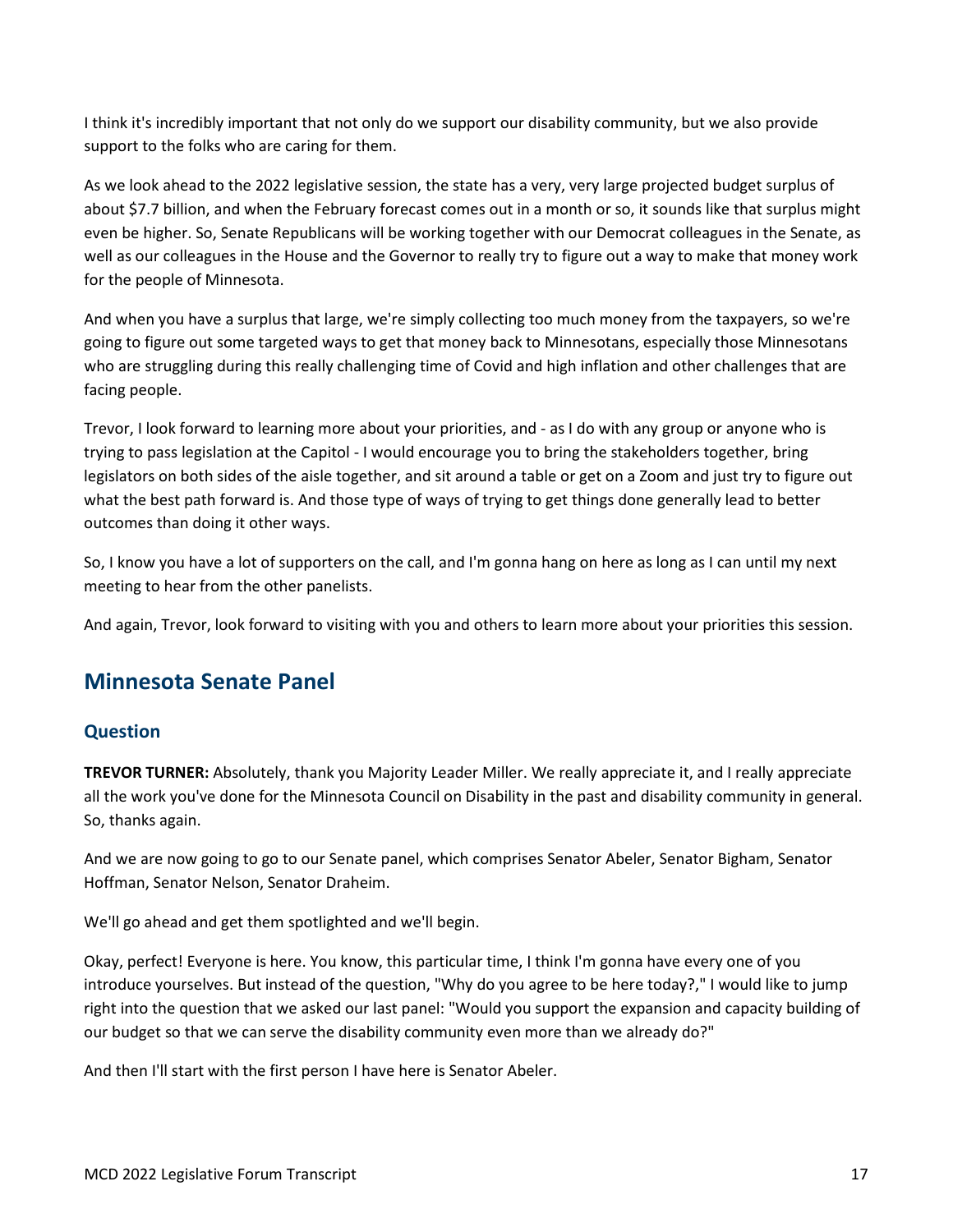I think it's incredibly important that not only do we support our disability community, but we also provide support to the folks who are caring for them.

As we look ahead to the 2022 legislative session, the state has a very, very large projected budget surplus of about $7.7 billion, and when the February forecast comes out in a month or so, it sounds like that surplus might even be higher. So, Senate Republicans will be working together with our Democrat colleagues in the Senate, as well as our colleagues in the House and the Governor to really try to figure out a way to make that money work for the people of Minnesota.

And when you have a surplus that large, we're simply collecting too much money from the taxpayers, so we're going to figure out some targeted ways to get that money back to Minnesotans, especially those Minnesotans who are struggling during this really challenging time of Covid and high inflation and other challenges that are facing people.

Trevor, I look forward to learning more about your priorities, and - as I do with any group or anyone who is trying to pass legislation at the Capitol - I would encourage you to bring the stakeholders together, bring legislators on both sides of the aisle together, and sit around a table or get on a Zoom and just try to figure out what the best path forward is. And those type of ways of trying to get things done generally lead to better outcomes than doing it other ways.

So, I know you have a lot of supporters on the call, and I'm gonna hang on here as long as I can until my next meeting to hear from the other panelists.

And again, Trevor, look forward to visiting with you and others to learn more about your priorities this session.

## Minnesota Senate Panel

### Question

**TREVOR TURNER:** Absolutely, thank you Majority Leader Miller. We really appreciate it, and I really appreciate all the work you've done for the Minnesota Council on Disability in the past and disability community in general. So, thanks again.

And we are now going to go to our Senate panel, which comprises Senator Abeler, Senator Bigham, Senator Hoffman, Senator Nelson, Senator Draheim.

We'll go ahead and get them spotlighted and we'll begin.

Okay, perfect! Everyone is here. You know, this particular time, I think I'm gonna have every one of you introduce yourselves. But instead of the question, "Why do you agree to be here today?," I would like to jump right into the question that we asked our last panel: "Would you support the expansion and capacity building of our budget so that we can serve the disability community even more than we already do?"

And then I'll start with the first person I have here is Senator Abeler.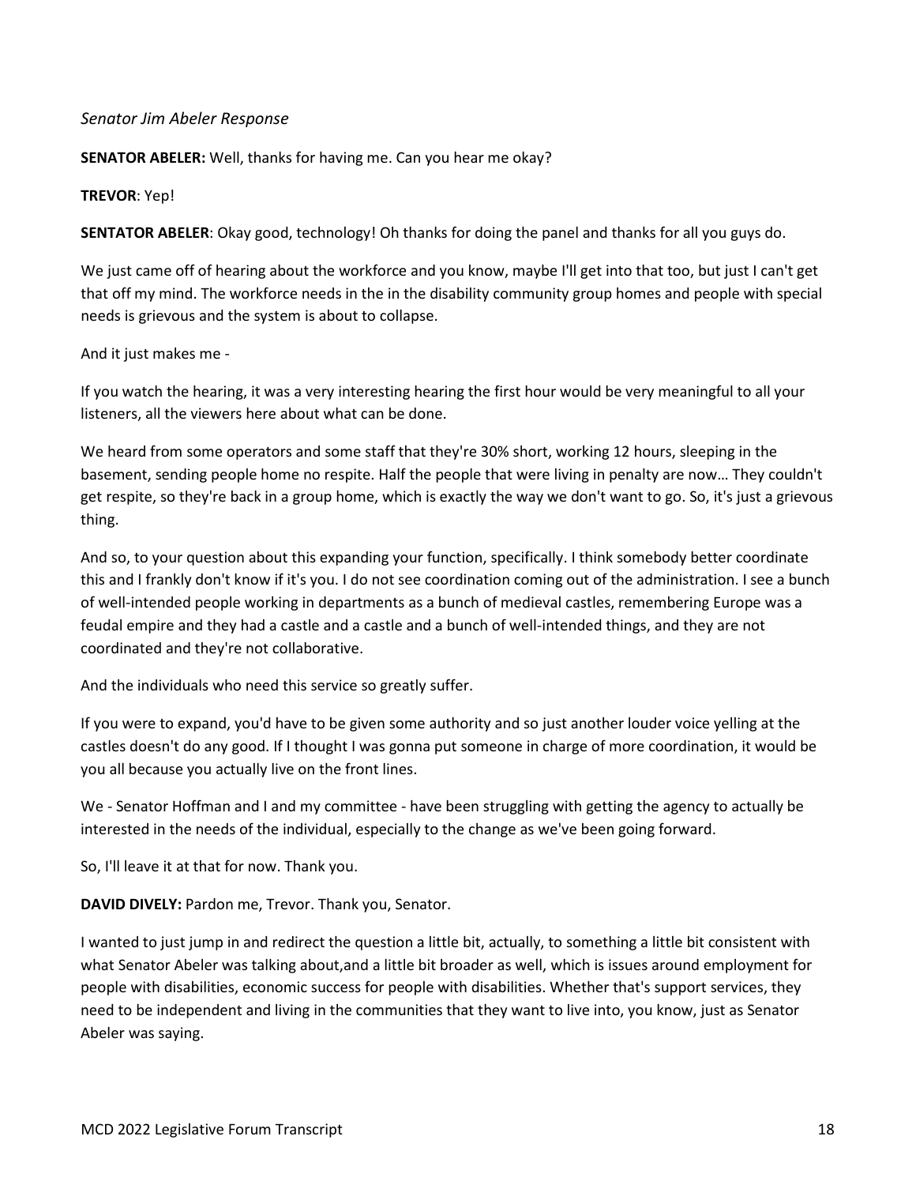*Senator Jim Abeler Response*

**SENATOR ABELER:** Well, thanks for having me. Can you hear me okay?

**TREVOR**: Yep!

**SENTATOR ABELER**: Okay good, technology! Oh thanks for doing the panel and thanks for all you guys do.

We just came off of hearing about the workforce and you know, maybe I'll get into that too, but just I can't get that off my mind. The workforce needs in the in the disability community group homes and people with special needs is grievous and the system is about to collapse.

And it just makes me -

If you watch the hearing, it was a very interesting hearing the first hour would be very meaningful to all your listeners, all the viewers here about what can be done.

We heard from some operators and some staff that they're 30% short, working 12 hours, sleeping in the basement, sending people home no respite. Half the people that were living in penalty are now… They couldn't get respite, so they're back in a group home, which is exactly the way we don't want to go. So, it's just a grievous thing.

And so, to your question about this expanding your function, specifically. I think somebody better coordinate this and I frankly don't know if it's you. I do not see coordination coming out of the administration. I see a bunch of well-intended people working in departments as a bunch of medieval castles, remembering Europe was a feudal empire and they had a castle and a castle and a bunch of well-intended things, and they are not coordinated and they're not collaborative.

And the individuals who need this service so greatly suffer.

If you were to expand, you'd have to be given some authority and so just another louder voice yelling at the castles doesn't do any good. If I thought I was gonna put someone in charge of more coordination, it would be you all because you actually live on the front lines.

We - Senator Hoffman and I and my committee - have been struggling with getting the agency to actually be interested in the needs of the individual, especially to the change as we've been going forward.

So, I'll leave it at that for now. Thank you.

**DAVID DIVELY:** Pardon me, Trevor. Thank you, Senator.

I wanted to just jump in and redirect the question a little bit, actually, to something a little bit consistent with what Senator Abeler was talking about,and a little bit broader as well, which is issues around employment for people with disabilities, economic success for people with disabilities. Whether that's support services, they need to be independent and living in the communities that they want to live into, you know, just as Senator Abeler was saying.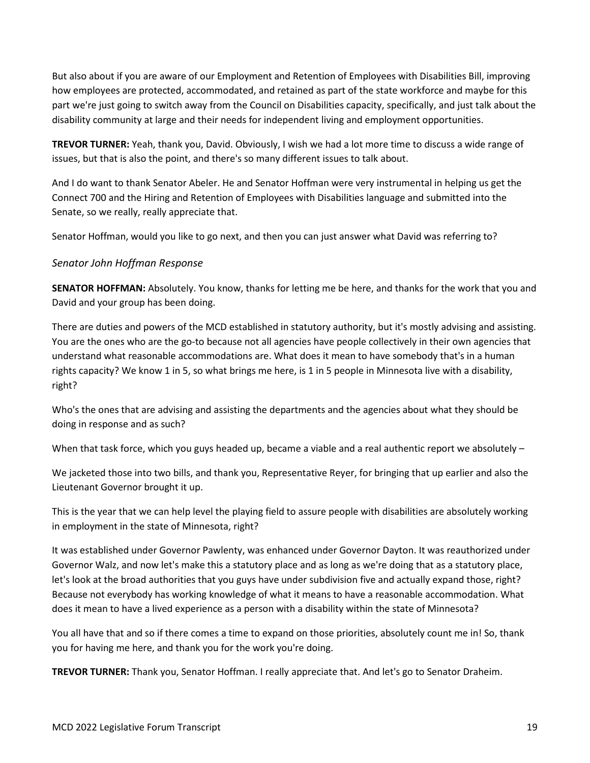But also about if you are aware of our Employment and Retention of Employees with Disabilities Bill, improving how employees are protected, accommodated, and retained as part of the state workforce and maybe for this part we're just going to switch away from the Council on Disabilities capacity, specifically, and just talk about the disability community at large and their needs for independent living and employment opportunities.

**TREVOR TURNER:** Yeah, thank you, David. Obviously, I wish we had a lot more time to discuss a wide range of issues, but that is also the point, and there's so many different issues to talk about.

And I do want to thank Senator Abeler. He and Senator Hoffman were very instrumental in helping us get the Connect 700 and the Hiring and Retention of Employees with Disabilities language and submitted into the Senate, so we really, really appreciate that.

Senator Hoffman, would you like to go next, and then you can just answer what David was referring to?

### *Senator John Hoffman Response*

**SENATOR HOFFMAN:** Absolutely. You know, thanks for letting me be here, and thanks for the work that you and David and your group has been doing.

There are duties and powers of the MCD established in statutory authority, but it's mostly advising and assisting. You are the ones who are the go-to because not all agencies have people collectively in their own agencies that understand what reasonable accommodations are. What does it mean to have somebody that's in a human rights capacity? We know 1 in 5, so what brings me here, is 1 in 5 people in Minnesota live with a disability, right?

Who's the ones that are advising and assisting the departments and the agencies about what they should be doing in response and as such?

When that task force, which you guys headed up, became a viable and a real authentic report we absolutely –

We jacketed those into two bills, and thank you, Representative Reyer, for bringing that up earlier and also the Lieutenant Governor brought it up.

This is the year that we can help level the playing field to assure people with disabilities are absolutely working in employment in the state of Minnesota, right?

It was established under Governor Pawlenty, was enhanced under Governor Dayton. It was reauthorized under Governor Walz, and now let's make this a statutory place and as long as we're doing that as a statutory place, let's look at the broad authorities that you guys have under subdivision five and actually expand those, right? Because not everybody has working knowledge of what it means to have a reasonable accommodation. What does it mean to have a lived experience as a person with a disability within the state of Minnesota?

You all have that and so if there comes a time to expand on those priorities, absolutely count me in! So, thank you for having me here, and thank you for the work you're doing.

**TREVOR TURNER:** Thank you, Senator Hoffman. I really appreciate that. And let's go to Senator Draheim.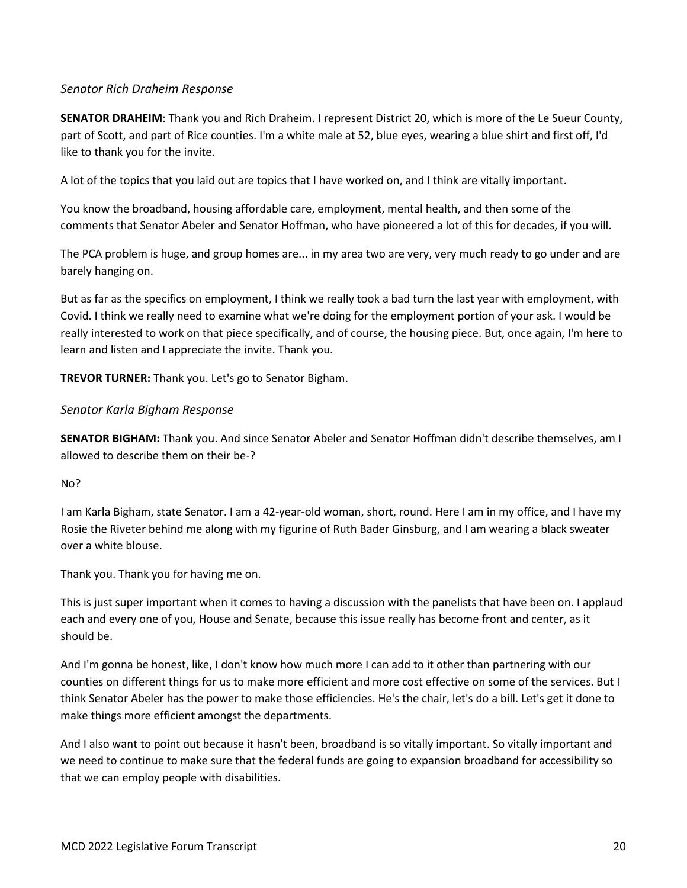*Senator Rich Draheim Response*

**SENATOR DRAHEIM**: Thank you and Rich Draheim. I represent District 20, which is more of the Le Sueur County, part of Scott, and part of Rice counties. I'm a white male at 52, blue eyes, wearing a blue shirt and first off, I'd like to thank you for the invite.

A lot of the topics that you laid out are topics that I have worked on, and I think are vitally important.

You know the broadband, housing affordable care, employment, mental health, and then some of the comments that Senator Abeler and Senator Hoffman, who have pioneered a lot of this for decades, if you will.

The PCA problem is huge, and group homes are... in my area two are very, very much ready to go under and are barely hanging on.

But as far as the specifics on employment, I think we really took a bad turn the last year with employment, with Covid. I think we really need to examine what we're doing for the employment portion of your ask. I would be really interested to work on that piece specifically, and of course, the housing piece. But, once again, I'm here to learn and listen and I appreciate the invite. Thank you.

**TREVOR TURNER:** Thank you. Let's go to Senator Bigham.

*Senator Karla Bigham Response*

**SENATOR BIGHAM:** Thank you. And since Senator Abeler and Senator Hoffman didn't describe themselves, am I allowed to describe them on their be-?

No?

I am Karla Bigham, state Senator. I am a 42-year-old woman, short, round. Here I am in my office, and I have my Rosie the Riveter behind me along with my figurine of Ruth Bader Ginsburg, and I am wearing a black sweater over a white blouse.

Thank you. Thank you for having me on.

This is just super important when it comes to having a discussion with the panelists that have been on. I applaud each and every one of you, House and Senate, because this issue really has become front and center, as it should be.

And I'm gonna be honest, like, I don't know how much more I can add to it other than partnering with our counties on different things for us to make more efficient and more cost effective on some of the services. But I think Senator Abeler has the power to make those efficiencies. He's the chair, let's do a bill. Let's get it done to make things more efficient amongst the departments.

And I also want to point out because it hasn't been, broadband is so vitally important. So vitally important and we need to continue to make sure that the federal funds are going to expansion broadband for accessibility so that we can employ people with disabilities.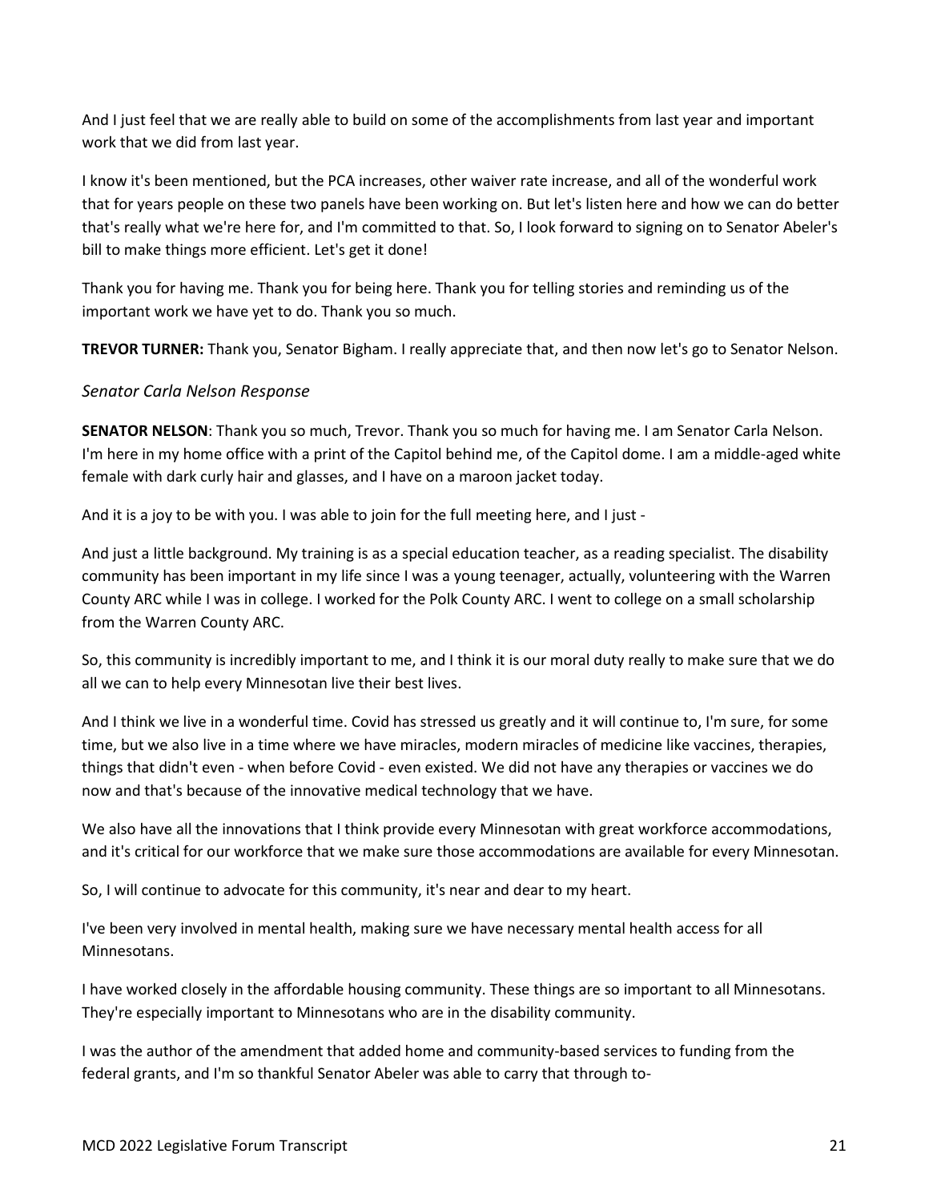And I just feel that we are really able to build on some of the accomplishments from last year and important work that we did from last year.

I know it's been mentioned, but the PCA increases, other waiver rate increase, and all of the wonderful work that for years people on these two panels have been working on. But let's listen here and how we can do better that's really what we're here for, and I'm committed to that. So, I look forward to signing on to Senator Abeler's bill to make things more efficient. Let's get it done!

Thank you for having me. Thank you for being here. Thank you for telling stories and reminding us of the important work we have yet to do. Thank you so much.

**TREVOR TURNER:** Thank you, Senator Bigham. I really appreciate that, and then now let's go to Senator Nelson.

### *Senator Carla Nelson Response*

**SENATOR NELSON**: Thank you so much, Trevor. Thank you so much for having me. I am Senator Carla Nelson. I'm here in my home office with a print of the Capitol behind me, of the Capitol dome. I am a middle-aged white female with dark curly hair and glasses, and I have on a maroon jacket today.

And it is a joy to be with you. I was able to join for the full meeting here, and I just -

And just a little background. My training is as a special education teacher, as a reading specialist. The disability community has been important in my life since I was a young teenager, actually, volunteering with the Warren County ARC while I was in college. I worked for the Polk County ARC. I went to college on a small scholarship from the Warren County ARC.

So, this community is incredibly important to me, and I think it is our moral duty really to make sure that we do all we can to help every Minnesotan live their best lives.

And I think we live in a wonderful time. Covid has stressed us greatly and it will continue to, I'm sure, for some time, but we also live in a time where we have miracles, modern miracles of medicine like vaccines, therapies, things that didn't even - when before Covid - even existed. We did not have any therapies or vaccines we do now and that's because of the innovative medical technology that we have.

We also have all the innovations that I think provide every Minnesotan with great workforce accommodations, and it's critical for our workforce that we make sure those accommodations are available for every Minnesotan.

So, I will continue to advocate for this community, it's near and dear to my heart.

I've been very involved in mental health, making sure we have necessary mental health access for all Minnesotans.

I have worked closely in the affordable housing community. These things are so important to all Minnesotans. They're especially important to Minnesotans who are in the disability community.

I was the author of the amendment that added home and community-based services to funding from the federal grants, and I'm so thankful Senator Abeler was able to carry that through to-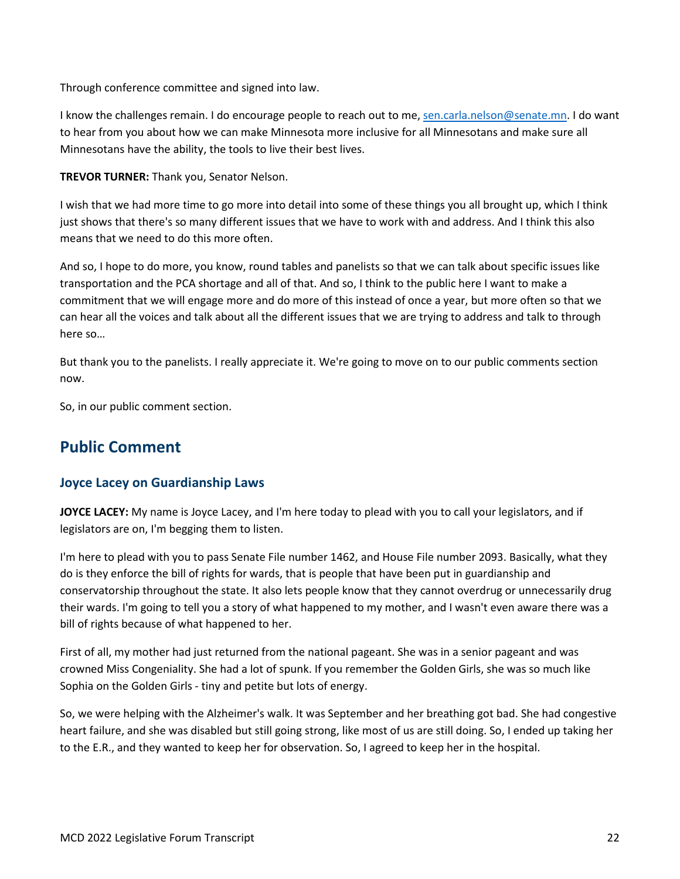Through conference committee and signed into law.

I know the challenges remain. I do encourage people to reach out to me, sen.carla.nelson@senate.mn. I do want to hear from you about how we can make Minnesota more inclusive for all Minnesotans and make sure all Minnesotans have the ability, the tools to live their best lives.

**TREVOR TURNER:** Thank you, Senator Nelson.

I wish that we had more time to go more into detail into some of these things you all brought up, which I think just shows that there's so many different issues that we have to work with and address. And I think this also means that we need to do this more often.

And so, I hope to do more, you know, round tables and panelists so that we can talk about specific issues like transportation and the PCA shortage and all of that. And so, I think to the public here I want to make a commitment that we will engage more and do more of this instead of once a year, but more often so that we can hear all the voices and talk about all the different issues that we are trying to address and talk to through here so…

But thank you to the panelists. I really appreciate it. We're going to move on to our public comments section now.

So, in our public comment section.

## Public Comment

### Joyce Lacey on Guardianship Laws

**JOYCE LACEY:** My name is Joyce Lacey, and I'm here today to plead with you to call your legislators, and if legislators are on, I'm begging them to listen.

I'm here to plead with you to pass Senate File number 1462, and House File number 2093. Basically, what they do is they enforce the bill of rights for wards, that is people that have been put in guardianship and conservatorship throughout the state. It also lets people know that they cannot overdrug or unnecessarily drug their wards. I'm going to tell you a story of what happened to my mother, and I wasn't even aware there was a bill of rights because of what happened to her.

First of all, my mother had just returned from the national pageant. She was in a senior pageant and was crowned Miss Congeniality. She had a lot of spunk. If you remember the Golden Girls, she was so much like Sophia on the Golden Girls - tiny and petite but lots of energy.

So, we were helping with the Alzheimer's walk. It was September and her breathing got bad. She had congestive heart failure, and she was disabled but still going strong, like most of us are still doing. So, I ended up taking her to the E.R., and they wanted to keep her for observation. So, I agreed to keep her in the hospital.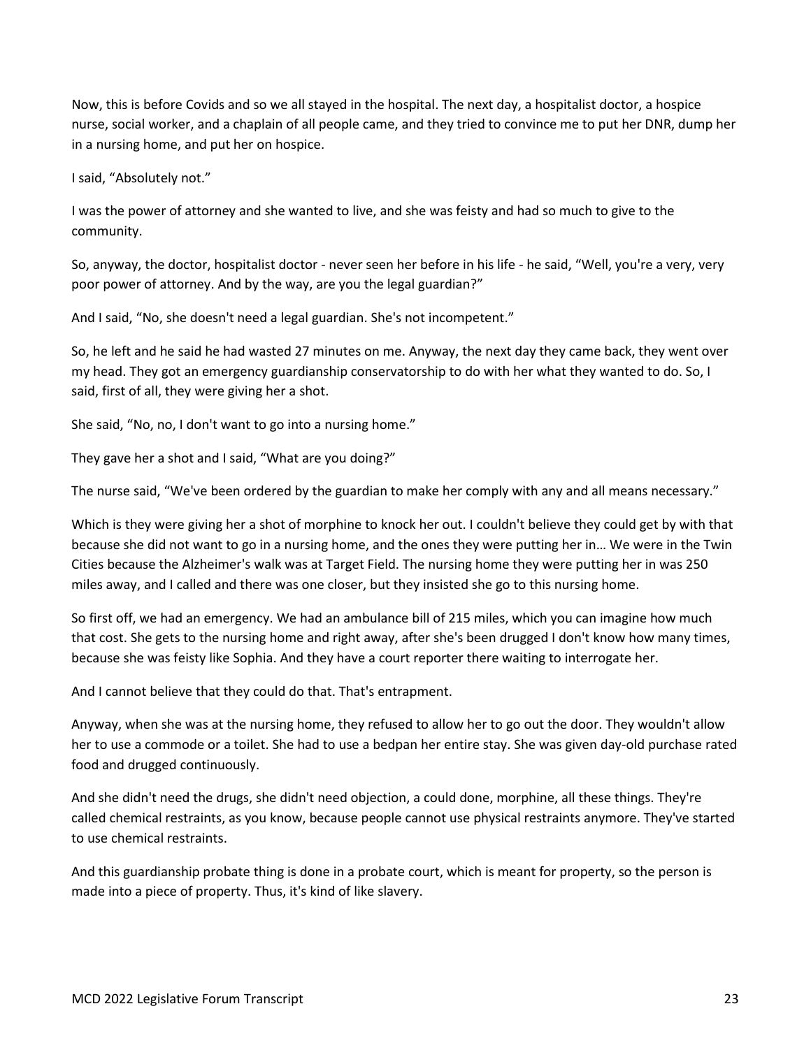Now, this is before Covids and so we all stayed in the hospital. The next day, a hospitalist doctor, a hospice nurse, social worker, and a chaplain of all people came, and they tried to convince me to put her DNR, dump her in a nursing home, and put her on hospice.

I said, "Absolutely not."

I was the power of attorney and she wanted to live, and she was feisty and had so much to give to the community.

So, anyway, the doctor, hospitalist doctor - never seen her before in his life - he said, "Well, you're a very, very poor power of attorney. And by the way, are you the legal guardian?"

And I said, "No, she doesn't need a legal guardian. She's not incompetent."

So, he left and he said he had wasted 27 minutes on me. Anyway, the next day they came back, they went over my head. They got an emergency guardianship conservatorship to do with her what they wanted to do. So, I said, first of all, they were giving her a shot.

She said, "No, no, I don't want to go into a nursing home."

They gave her a shot and I said, "What are you doing?"

The nurse said, "We've been ordered by the guardian to make her comply with any and all means necessary."

Which is they were giving her a shot of morphine to knock her out. I couldn't believe they could get by with that because she did not want to go in a nursing home, and the ones they were putting her in… We were in the Twin Cities because the Alzheimer's walk was at Target Field. The nursing home they were putting her in was 250 miles away, and I called and there was one closer, but they insisted she go to this nursing home.

So first off, we had an emergency. We had an ambulance bill of 215 miles, which you can imagine how much that cost. She gets to the nursing home and right away, after she's been drugged I don't know how many times, because she was feisty like Sophia. And they have a court reporter there waiting to interrogate her.

And I cannot believe that they could do that. That's entrapment.

Anyway, when she was at the nursing home, they refused to allow her to go out the door. They wouldn't allow her to use a commode or a toilet. She had to use a bedpan her entire stay. She was given day-old purchase rated food and drugged continuously.

And she didn't need the drugs, she didn't need objection, a could done, morphine, all these things. They're called chemical restraints, as you know, because people cannot use physical restraints anymore. They've started to use chemical restraints.

And this guardianship probate thing is done in a probate court, which is meant for property, so the person is made into a piece of property. Thus, it's kind of like slavery.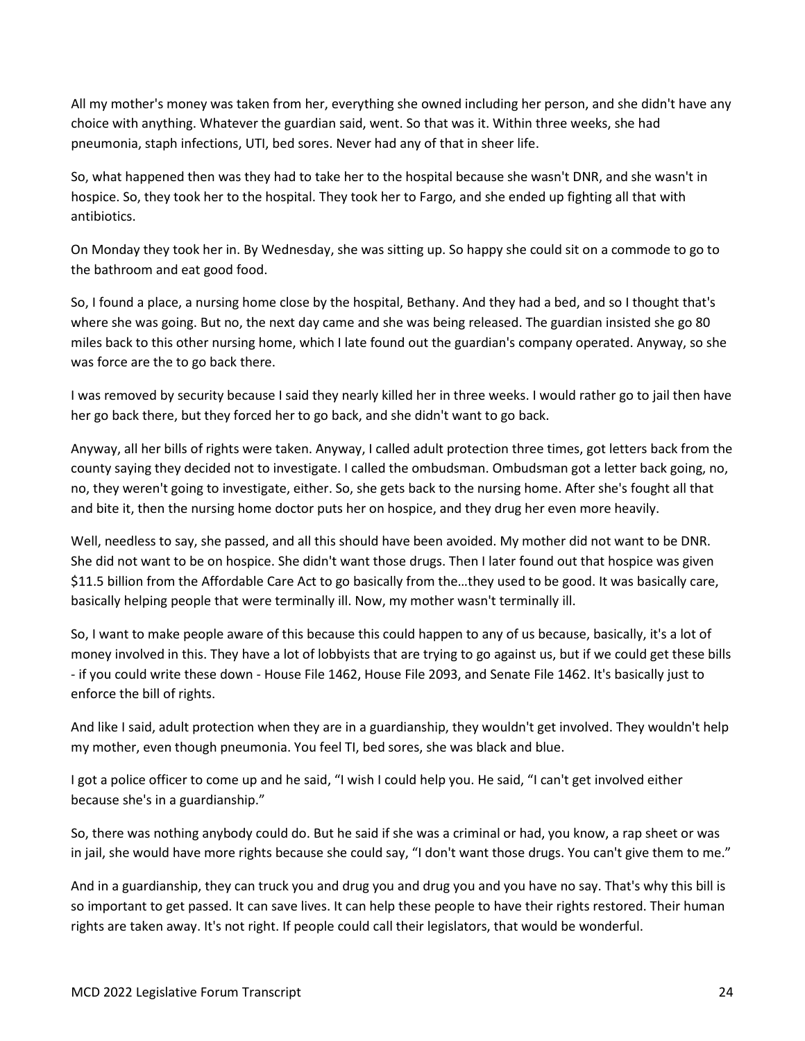All my mother's money was taken from her, everything she owned including her person, and she didn't have any choice with anything. Whatever the guardian said, went. So that was it. Within three weeks, she had pneumonia, staph infections, UTI, bed sores. Never had any of that in sheer life.

So, what happened then was they had to take her to the hospital because she wasn't DNR, and she wasn't in hospice. So, they took her to the hospital. They took her to Fargo, and she ended up fighting all that with antibiotics.

On Monday they took her in. By Wednesday, she was sitting up. So happy she could sit on a commode to go to the bathroom and eat good food.

So, I found a place, a nursing home close by the hospital, Bethany. And they had a bed, and so I thought that's where she was going. But no, the next day came and she was being released. The guardian insisted she go 80 miles back to this other nursing home, which I late found out the guardian's company operated. Anyway, so she was force are the to go back there.

I was removed by security because I said they nearly killed her in three weeks. I would rather go to jail then have her go back there, but they forced her to go back, and she didn't want to go back.

Anyway, all her bills of rights were taken. Anyway, I called adult protection three times, got letters back from the county saying they decided not to investigate. I called the ombudsman. Ombudsman got a letter back going, no, no, they weren't going to investigate, either. So, she gets back to the nursing home. After she's fought all that and bite it, then the nursing home doctor puts her on hospice, and they drug her even more heavily.

Well, needless to say, she passed, and all this should have been avoided. My mother did not want to be DNR. She did not want to be on hospice. She didn't want those drugs. Then I later found out that hospice was given $11.5 billion from the Affordable Care Act to go basically from the…they used to be good. It was basically care, basically helping people that were terminally ill. Now, my mother wasn't terminally ill.

So, I want to make people aware of this because this could happen to any of us because, basically, it's a lot of money involved in this. They have a lot of lobbyists that are trying to go against us, but if we could get these bills - if you could write these down - House File 1462, House File 2093, and Senate File 1462. It's basically just to enforce the bill of rights.

And like I said, adult protection when they are in a guardianship, they wouldn't get involved. They wouldn't help my mother, even though pneumonia. You feel TI, bed sores, she was black and blue.

I got a police officer to come up and he said, "I wish I could help you. He said, "I can't get involved either because she's in a guardianship."

So, there was nothing anybody could do. But he said if she was a criminal or had, you know, a rap sheet or was in jail, she would have more rights because she could say, "I don't want those drugs. You can't give them to me."

And in a guardianship, they can truck you and drug you and drug you and you have no say. That's why this bill is so important to get passed. It can save lives. It can help these people to have their rights restored. Their human rights are taken away. It's not right. If people could call their legislators, that would be wonderful.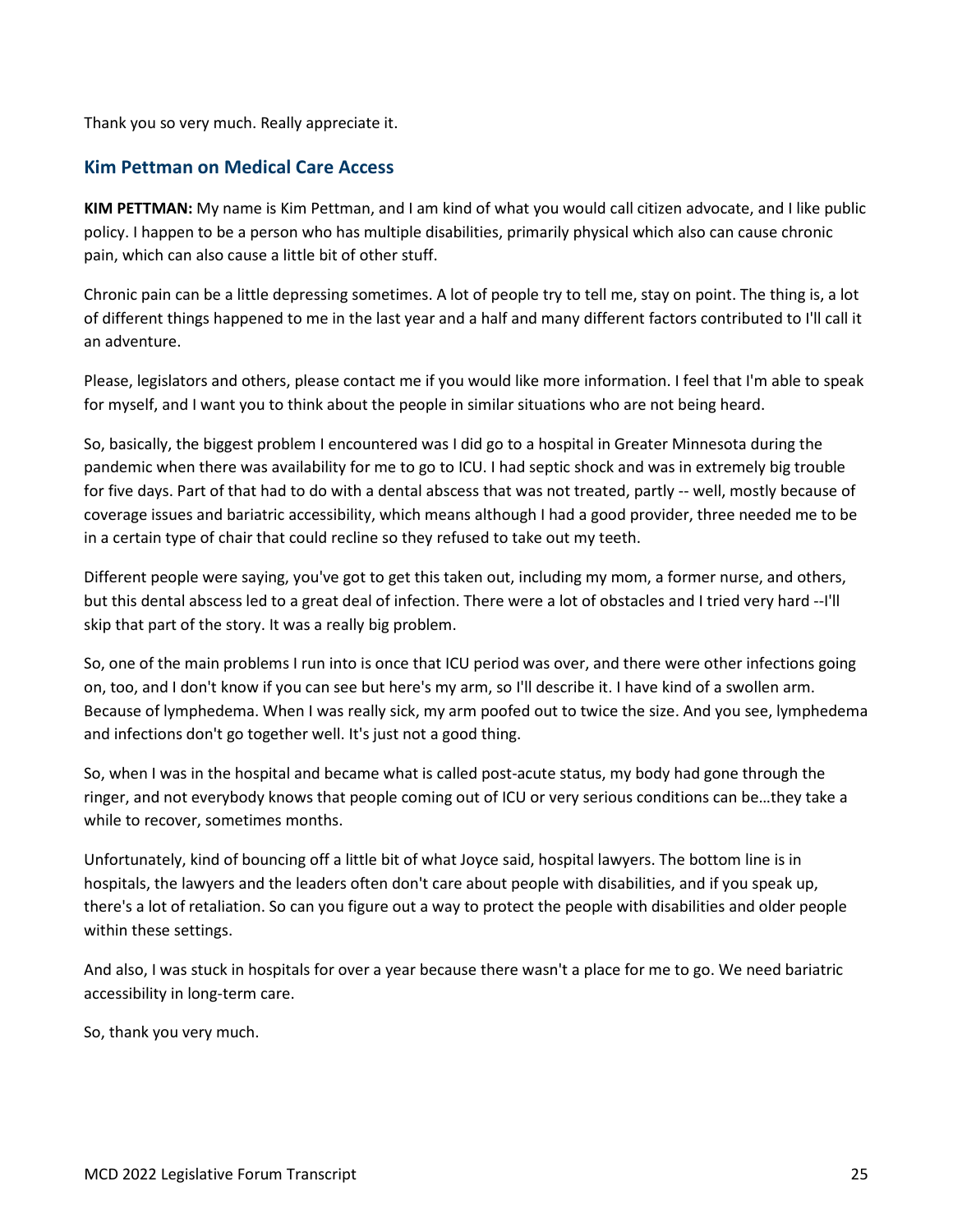Thank you so very much. Really appreciate it.

## Kim Pettman on Medical Care Access

**KIM PETTMAN:** My name is Kim Pettman, and I am kind of what you would call citizen advocate, and I like public policy. I happen to be a person who has multiple disabilities, primarily physical which also can cause chronic pain, which can also cause a little bit of other stuff.

Chronic pain can be a little depressing sometimes. A lot of people try to tell me, stay on point. The thing is, a lot of different things happened to me in the last year and a half and many different factors contributed to I'll call it an adventure.

Please, legislators and others, please contact me if you would like more information. I feel that I'm able to speak for myself, and I want you to think about the people in similar situations who are not being heard.

So, basically, the biggest problem I encountered was I did go to a hospital in Greater Minnesota during the pandemic when there was availability for me to go to ICU. I had septic shock and was in extremely big trouble for five days. Part of that had to do with a dental abscess that was not treated, partly -- well, mostly because of coverage issues and bariatric accessibility, which means although I had a good provider, three needed me to be in a certain type of chair that could recline so they refused to take out my teeth.

Different people were saying, you've got to get this taken out, including my mom, a former nurse, and others, but this dental abscess led to a great deal of infection. There were a lot of obstacles and I tried very hard --I'll skip that part of the story. It was a really big problem.

So, one of the main problems I run into is once that ICU period was over, and there were other infections going on, too, and I don't know if you can see but here's my arm, so I'll describe it. I have kind of a swollen arm. Because of lymphedema. When I was really sick, my arm poofed out to twice the size. And you see, lymphedema and infections don't go together well. It's just not a good thing.

So, when I was in the hospital and became what is called post-acute status, my body had gone through the ringer, and not everybody knows that people coming out of ICU or very serious conditions can be…they take a while to recover, sometimes months.

Unfortunately, kind of bouncing off a little bit of what Joyce said, hospital lawyers. The bottom line is in hospitals, the lawyers and the leaders often don't care about people with disabilities, and if you speak up, there's a lot of retaliation. So can you figure out a way to protect the people with disabilities and older people within these settings.

And also, I was stuck in hospitals for over a year because there wasn't a place for me to go. We need bariatric accessibility in long-term care.

So, thank you very much.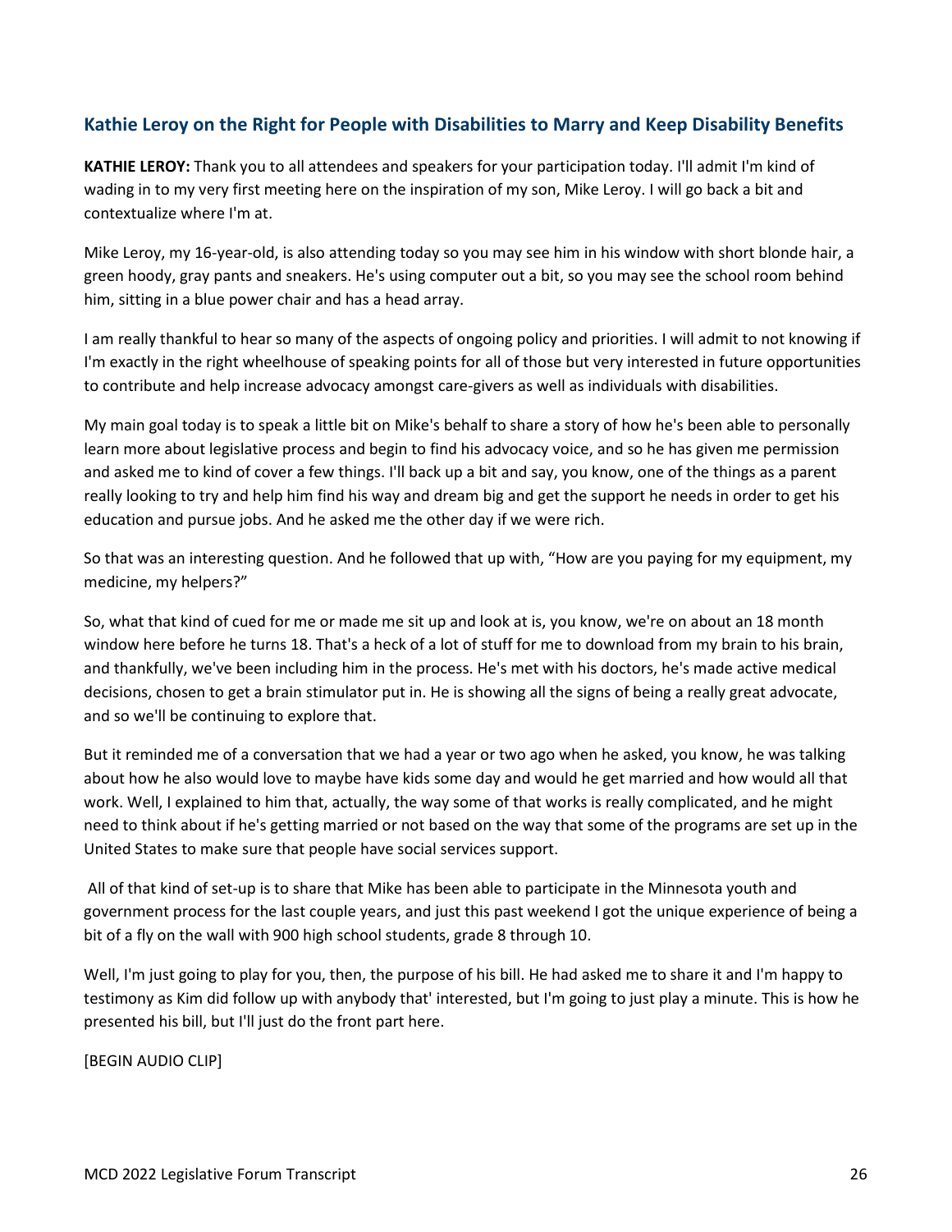## Kathie Leroy on the Right for People with Disabilities to Marry and Keep Disability Benefits

**KATHIE LEROY:** Thank you to all attendees and speakers for your participation today. I'll admit I'm kind of wading in to my very first meeting here on the inspiration of my son, Mike Leroy. I will go back a bit and contextualize where I'm at.

Mike Leroy, my 16-year-old, is also attending today so you may see him in his window with short blonde hair, a green hoody, gray pants and sneakers. He's using computer out a bit, so you may see the school room behind him, sitting in a blue power chair and has a head array.

I am really thankful to hear so many of the aspects of ongoing policy and priorities. I will admit to not knowing if I'm exactly in the right wheelhouse of speaking points for all of those but very interested in future opportunities to contribute and help increase advocacy amongst care-givers as well as individuals with disabilities.

My main goal today is to speak a little bit on Mike's behalf to share a story of how he's been able to personally learn more about legislative process and begin to find his advocacy voice, and so he has given me permission and asked me to kind of cover a few things. I'll back up a bit and say, you know, one of the things as a parent really looking to try and help him find his way and dream big and get the support he needs in order to get his education and pursue jobs. And he asked me the other day if we were rich.

So that was an interesting question. And he followed that up with, "How are you paying for my equipment, my medicine, my helpers?"

So, what that kind of cued for me or made me sit up and look at is, you know, we're on about an 18 month window here before he turns 18. That's a heck of a lot of stuff for me to download from my brain to his brain, and thankfully, we've been including him in the process. He's met with his doctors, he's made active medical decisions, chosen to get a brain stimulator put in. He is showing all the signs of being a really great advocate, and so we'll be continuing to explore that.

But it reminded me of a conversation that we had a year or two ago when he asked, you know, he was talking about how he also would love to maybe have kids some day and would he get married and how would all that work. Well, I explained to him that, actually, the way some of that works is really complicated, and he might need to think about if he's getting married or not based on the way that some of the programs are set up in the United States to make sure that people have social services support.

All of that kind of set-up is to share that Mike has been able to participate in the Minnesota youth and government process for the last couple years, and just this past weekend I got the unique experience of being a bit of a fly on the wall with 900 high school students, grade 8 through 10.

Well, I'm just going to play for you, then, the purpose of his bill. He had asked me to share it and I'm happy to testimony as Kim did follow up with anybody that' interested, but I'm going to just play a minute. This is how he presented his bill, but I'll just do the front part here.

[BEGIN AUDIO CLIP]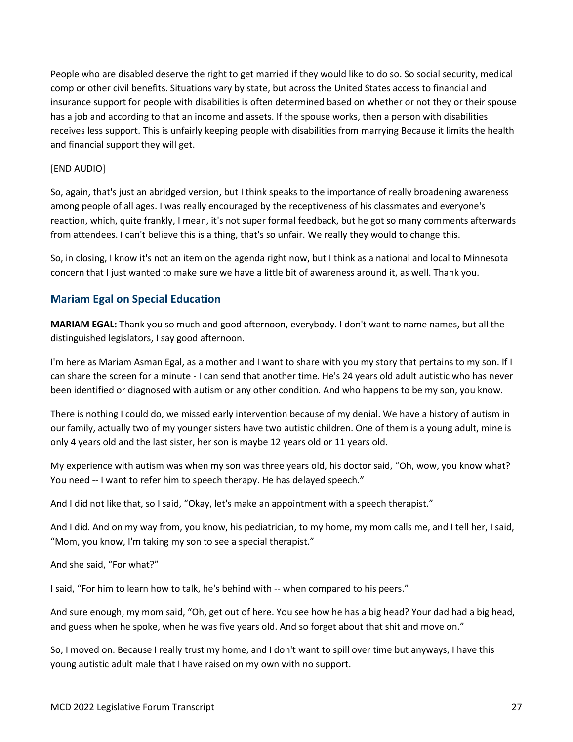People who are disabled deserve the right to get married if they would like to do so. So social security, medical comp or other civil benefits. Situations vary by state, but across the United States access to financial and insurance support for people with disabilities is often determined based on whether or not they or their spouse has a job and according to that an income and assets. If the spouse works, then a person with disabilities receives less support. This is unfairly keeping people with disabilities from marrying Because it limits the health and financial support they will get.

[END AUDIO]

So, again, that's just an abridged version, but I think speaks to the importance of really broadening awareness among people of all ages. I was really encouraged by the receptiveness of his classmates and everyone's reaction, which, quite frankly, I mean, it's not super formal feedback, but he got so many comments afterwards from attendees. I can't believe this is a thing, that's so unfair. We really they would to change this.

So, in closing, I know it's not an item on the agenda right now, but I think as a national and local to Minnesota concern that I just wanted to make sure we have a little bit of awareness around it, as well. Thank you.

## Mariam Egal on Special Education

**MARIAM EGAL:** Thank you so much and good afternoon, everybody. I don't want to name names, but all the distinguished legislators, I say good afternoon.

I'm here as Mariam Asman Egal, as a mother and I want to share with you my story that pertains to my son. If I can share the screen for a minute - I can send that another time. He's 24 years old adult autistic who has never been identified or diagnosed with autism or any other condition. And who happens to be my son, you know.

There is nothing I could do, we missed early intervention because of my denial. We have a history of autism in our family, actually two of my younger sisters have two autistic children. One of them is a young adult, mine is only 4 years old and the last sister, her son is maybe 12 years old or 11 years old.

My experience with autism was when my son was three years old, his doctor said, "Oh, wow, you know what? You need -- I want to refer him to speech therapy. He has delayed speech."

And I did not like that, so I said, "Okay, let's make an appointment with a speech therapist."

And I did. And on my way from, you know, his pediatrician, to my home, my mom calls me, and I tell her, I said, "Mom, you know, I'm taking my son to see a special therapist."

And she said, "For what?"

I said, "For him to learn how to talk, he's behind with -- when compared to his peers."

And sure enough, my mom said, "Oh, get out of here. You see how he has a big head? Your dad had a big head, and guess when he spoke, when he was five years old. And so forget about that shit and move on."

So, I moved on. Because I really trust my home, and I don't want to spill over time but anyways, I have this young autistic adult male that I have raised on my own with no support.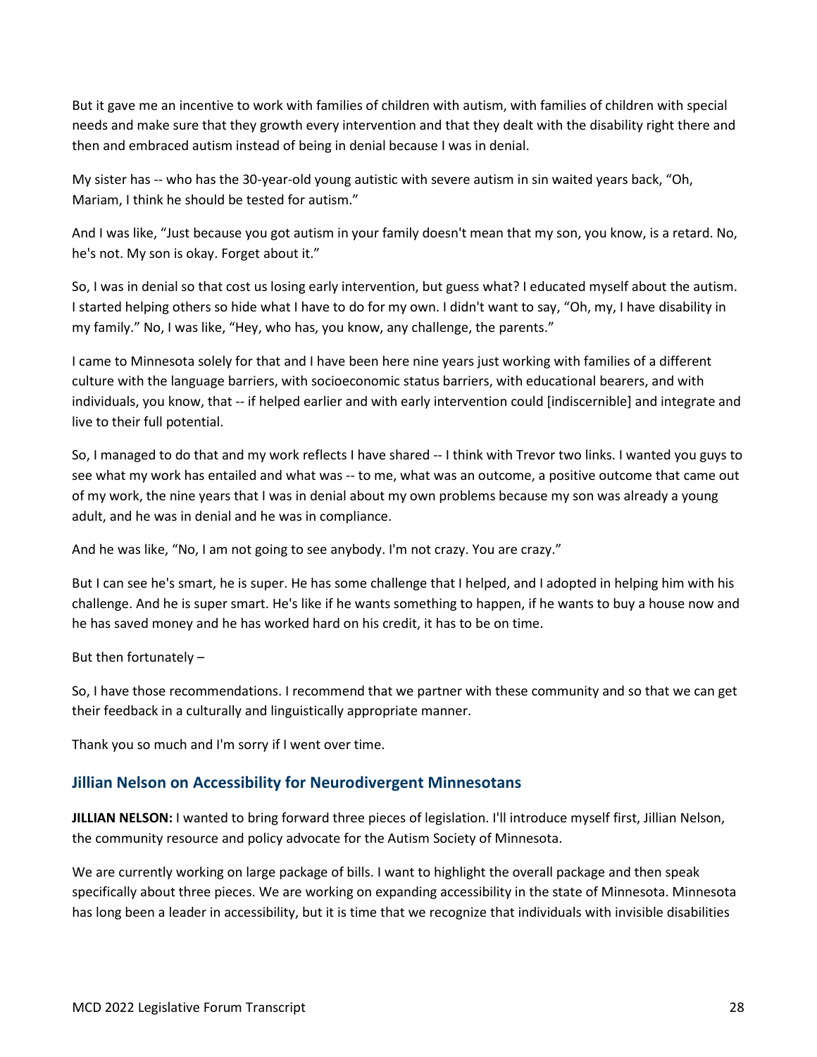But it gave me an incentive to work with families of children with autism, with families of children with special needs and make sure that they growth every intervention and that they dealt with the disability right there and then and embraced autism instead of being in denial because I was in denial.

My sister has -- who has the 30-year-old young autistic with severe autism in sin waited years back, "Oh, Mariam, I think he should be tested for autism."

And I was like, "Just because you got autism in your family doesn't mean that my son, you know, is a retard. No, he's not. My son is okay. Forget about it."

So, I was in denial so that cost us losing early intervention, but guess what? I educated myself about the autism. I started helping others so hide what I have to do for my own. I didn't want to say, "Oh, my, I have disability in my family." No, I was like, "Hey, who has, you know, any challenge, the parents."

I came to Minnesota solely for that and I have been here nine years just working with families of a different culture with the language barriers, with socioeconomic status barriers, with educational bearers, and with individuals, you know, that -- if helped earlier and with early intervention could [indiscernible] and integrate and live to their full potential.

So, I managed to do that and my work reflects I have shared -- I think with Trevor two links. I wanted you guys to see what my work has entailed and what was -- to me, what was an outcome, a positive outcome that came out of my work, the nine years that I was in denial about my own problems because my son was already a young adult, and he was in denial and he was in compliance.

And he was like, "No, I am not going to see anybody. I'm not crazy. You are crazy."

But I can see he's smart, he is super. He has some challenge that I helped, and I adopted in helping him with his challenge. And he is super smart. He's like if he wants something to happen, if he wants to buy a house now and he has saved money and he has worked hard on his credit, it has to be on time.

But then fortunately –

So, I have those recommendations. I recommend that we partner with these community and so that we can get their feedback in a culturally and linguistically appropriate manner.

Thank you so much and I'm sorry if I went over time.

## Jillian Nelson on Accessibility for Neurodivergent Minnesotans

**JILLIAN NELSON:** I wanted to bring forward three pieces of legislation. I'll introduce myself first, Jillian Nelson, the community resource and policy advocate for the Autism Society of Minnesota.

We are currently working on large package of bills. I want to highlight the overall package and then speak specifically about three pieces. We are working on expanding accessibility in the state of Minnesota. Minnesota has long been a leader in accessibility, but it is time that we recognize that individuals with invisible disabilities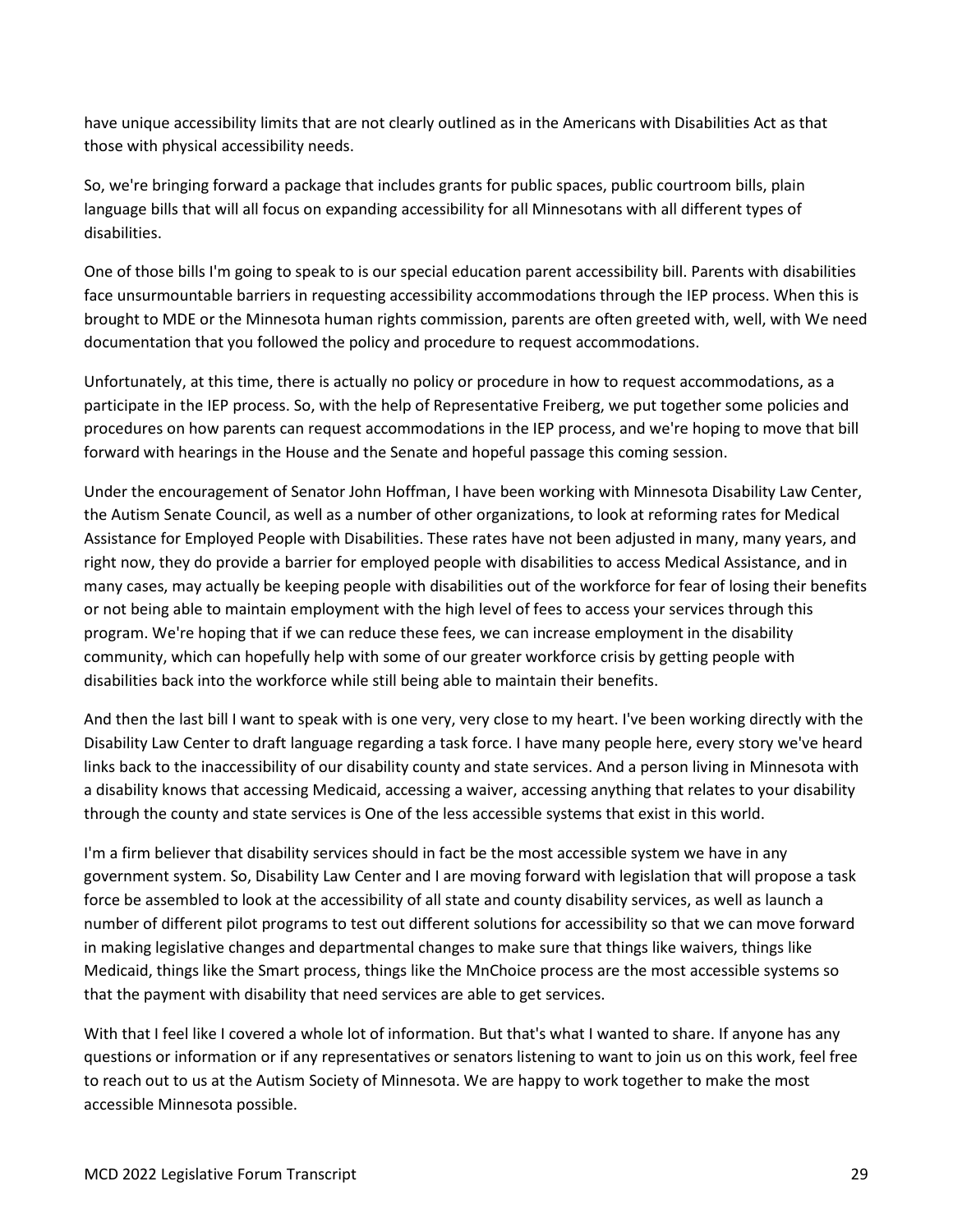have unique accessibility limits that are not clearly outlined as in the Americans with Disabilities Act as that those with physical accessibility needs.

So, we're bringing forward a package that includes grants for public spaces, public courtroom bills, plain language bills that will all focus on expanding accessibility for all Minnesotans with all different types of disabilities.

One of those bills I'm going to speak to is our special education parent accessibility bill. Parents with disabilities face unsurmountable barriers in requesting accessibility accommodations through the IEP process. When this is brought to MDE or the Minnesota human rights commission, parents are often greeted with, well, with We need documentation that you followed the policy and procedure to request accommodations.

Unfortunately, at this time, there is actually no policy or procedure in how to request accommodations, as a participate in the IEP process. So, with the help of Representative Freiberg, we put together some policies and procedures on how parents can request accommodations in the IEP process, and we're hoping to move that bill forward with hearings in the House and the Senate and hopeful passage this coming session.

Under the encouragement of Senator John Hoffman, I have been working with Minnesota Disability Law Center, the Autism Senate Council, as well as a number of other organizations, to look at reforming rates for Medical Assistance for Employed People with Disabilities. These rates have not been adjusted in many, many years, and right now, they do provide a barrier for employed people with disabilities to access Medical Assistance, and in many cases, may actually be keeping people with disabilities out of the workforce for fear of losing their benefits or not being able to maintain employment with the high level of fees to access your services through this program. We're hoping that if we can reduce these fees, we can increase employment in the disability community, which can hopefully help with some of our greater workforce crisis by getting people with disabilities back into the workforce while still being able to maintain their benefits.

And then the last bill I want to speak with is one very, very close to my heart. I've been working directly with the Disability Law Center to draft language regarding a task force. I have many people here, every story we've heard links back to the inaccessibility of our disability county and state services. And a person living in Minnesota with a disability knows that accessing Medicaid, accessing a waiver, accessing anything that relates to your disability through the county and state services is One of the less accessible systems that exist in this world.

I'm a firm believer that disability services should in fact be the most accessible system we have in any government system. So, Disability Law Center and I are moving forward with legislation that will propose a task force be assembled to look at the accessibility of all state and county disability services, as well as launch a number of different pilot programs to test out different solutions for accessibility so that we can move forward in making legislative changes and departmental changes to make sure that things like waivers, things like Medicaid, things like the Smart process, things like the MnChoice process are the most accessible systems so that the payment with disability that need services are able to get services.

With that I feel like I covered a whole lot of information. But that's what I wanted to share. If anyone has any questions or information or if any representatives or senators listening to want to join us on this work, feel free to reach out to us at the Autism Society of Minnesota. We are happy to work together to make the most accessible Minnesota possible.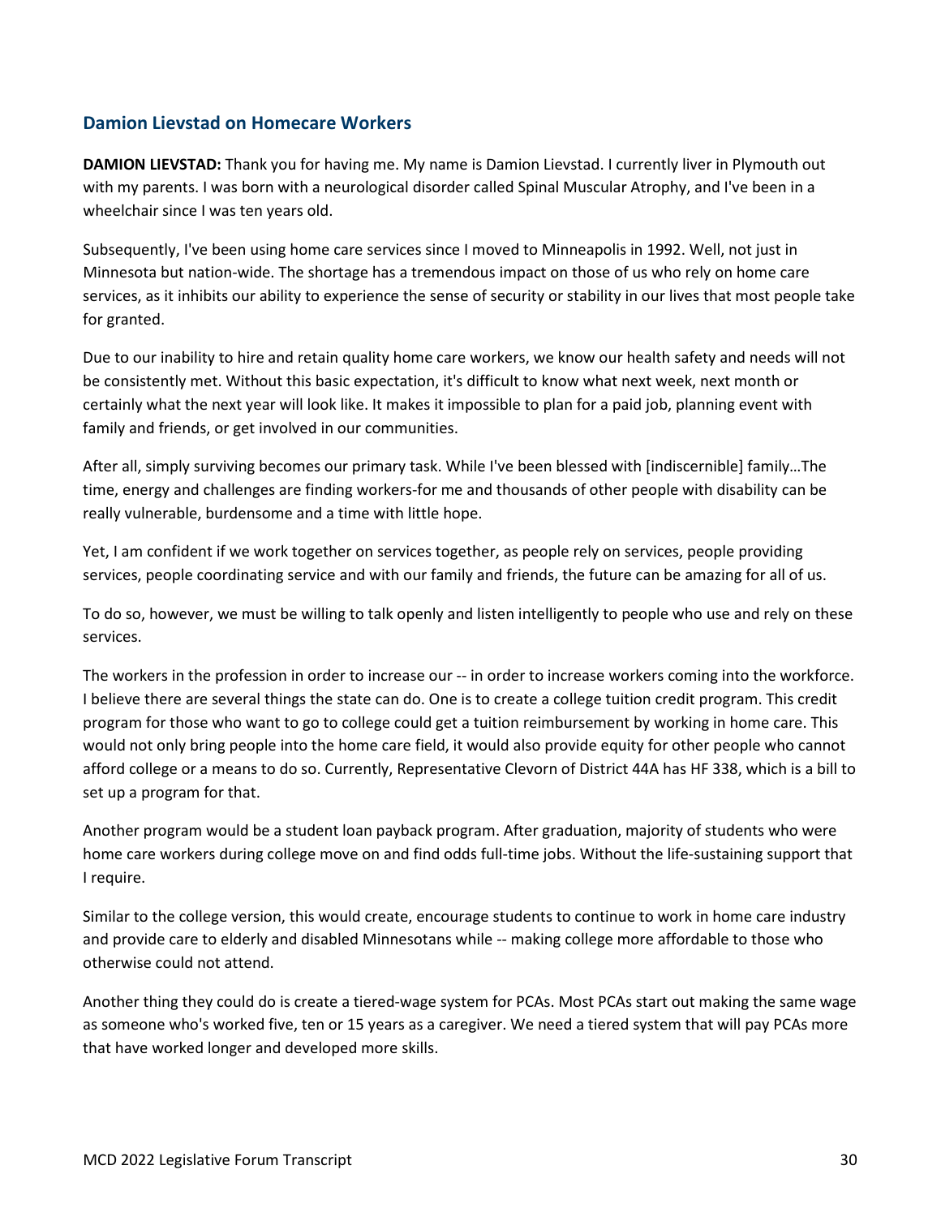## Damion Lievstad on Homecare Workers

**DAMION LIEVSTAD:** Thank you for having me. My name is Damion Lievstad. I currently liver in Plymouth out with my parents. I was born with a neurological disorder called Spinal Muscular Atrophy, and I've been in a wheelchair since I was ten years old.

Subsequently, I've been using home care services since I moved to Minneapolis in 1992. Well, not just in Minnesota but nation-wide. The shortage has a tremendous impact on those of us who rely on home care services, as it inhibits our ability to experience the sense of security or stability in our lives that most people take for granted.

Due to our inability to hire and retain quality home care workers, we know our health safety and needs will not be consistently met. Without this basic expectation, it's difficult to know what next week, next month or certainly what the next year will look like. It makes it impossible to plan for a paid job, planning event with family and friends, or get involved in our communities.

After all, simply surviving becomes our primary task. While I've been blessed with [indiscernible] family…The time, energy and challenges are finding workers-for me and thousands of other people with disability can be really vulnerable, burdensome and a time with little hope.

Yet, I am confident if we work together on services together, as people rely on services, people providing services, people coordinating service and with our family and friends, the future can be amazing for all of us.

To do so, however, we must be willing to talk openly and listen intelligently to people who use and rely on these services.

The workers in the profession in order to increase our -- in order to increase workers coming into the workforce. I believe there are several things the state can do. One is to create a college tuition credit program. This credit program for those who want to go to college could get a tuition reimbursement by working in home care. This would not only bring people into the home care field, it would also provide equity for other people who cannot afford college or a means to do so. Currently, Representative Clevorn of District 44A has HF 338, which is a bill to set up a program for that.

Another program would be a student loan payback program. After graduation, majority of students who were home care workers during college move on and find odds full-time jobs. Without the life-sustaining support that I require.

Similar to the college version, this would create, encourage students to continue to work in home care industry and provide care to elderly and disabled Minnesotans while -- making college more affordable to those who otherwise could not attend.

Another thing they could do is create a tiered-wage system for PCAs. Most PCAs start out making the same wage as someone who's worked five, ten or 15 years as a caregiver. We need a tiered system that will pay PCAs more that have worked longer and developed more skills.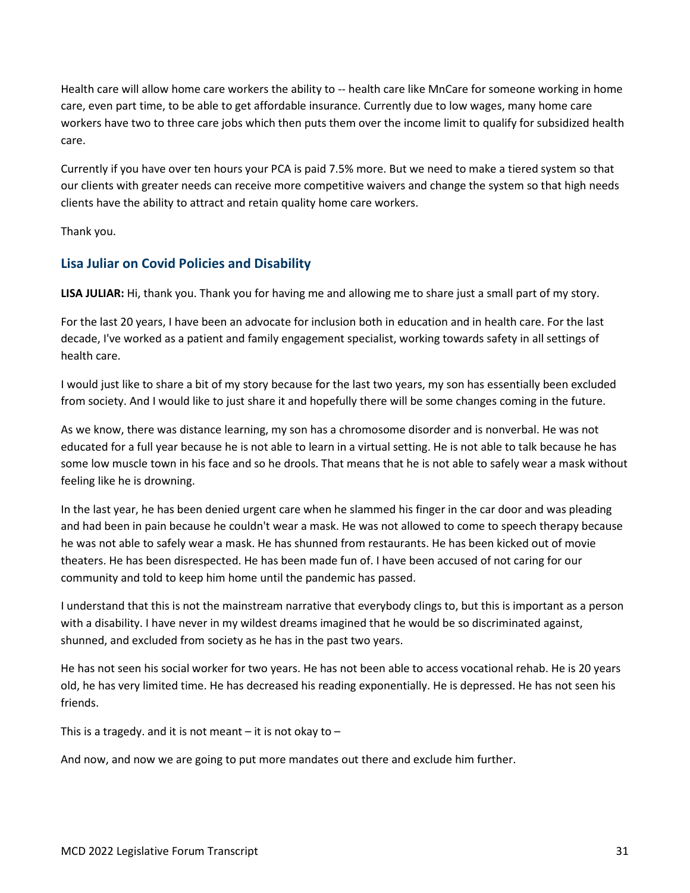Health care will allow home care workers the ability to -- health care like MnCare for someone working in home care, even part time, to be able to get affordable insurance. Currently due to low wages, many home care workers have two to three care jobs which then puts them over the income limit to qualify for subsidized health care.

Currently if you have over ten hours your PCA is paid 7.5% more. But we need to make a tiered system so that our clients with greater needs can receive more competitive waivers and change the system so that high needs clients have the ability to attract and retain quality home care workers.

Thank you.

## Lisa Juliar on Covid Policies and Disability

**LISA JULIAR:** Hi, thank you. Thank you for having me and allowing me to share just a small part of my story.

For the last 20 years, I have been an advocate for inclusion both in education and in health care. For the last decade, I've worked as a patient and family engagement specialist, working towards safety in all settings of health care.

I would just like to share a bit of my story because for the last two years, my son has essentially been excluded from society. And I would like to just share it and hopefully there will be some changes coming in the future.

As we know, there was distance learning, my son has a chromosome disorder and is nonverbal. He was not educated for a full year because he is not able to learn in a virtual setting. He is not able to talk because he has some low muscle town in his face and so he drools. That means that he is not able to safely wear a mask without feeling like he is drowning.

In the last year, he has been denied urgent care when he slammed his finger in the car door and was pleading and had been in pain because he couldn't wear a mask. He was not allowed to come to speech therapy because he was not able to safely wear a mask. He has shunned from restaurants. He has been kicked out of movie theaters. He has been disrespected. He has been made fun of. I have been accused of not caring for our community and told to keep him home until the pandemic has passed.

I understand that this is not the mainstream narrative that everybody clings to, but this is important as a person with a disability. I have never in my wildest dreams imagined that he would be so discriminated against, shunned, and excluded from society as he has in the past two years.

He has not seen his social worker for two years. He has not been able to access vocational rehab. He is 20 years old, he has very limited time. He has decreased his reading exponentially. He is depressed. He has not seen his friends.

This is a tragedy. and it is not meant – it is not okay to –

And now, and now we are going to put more mandates out there and exclude him further.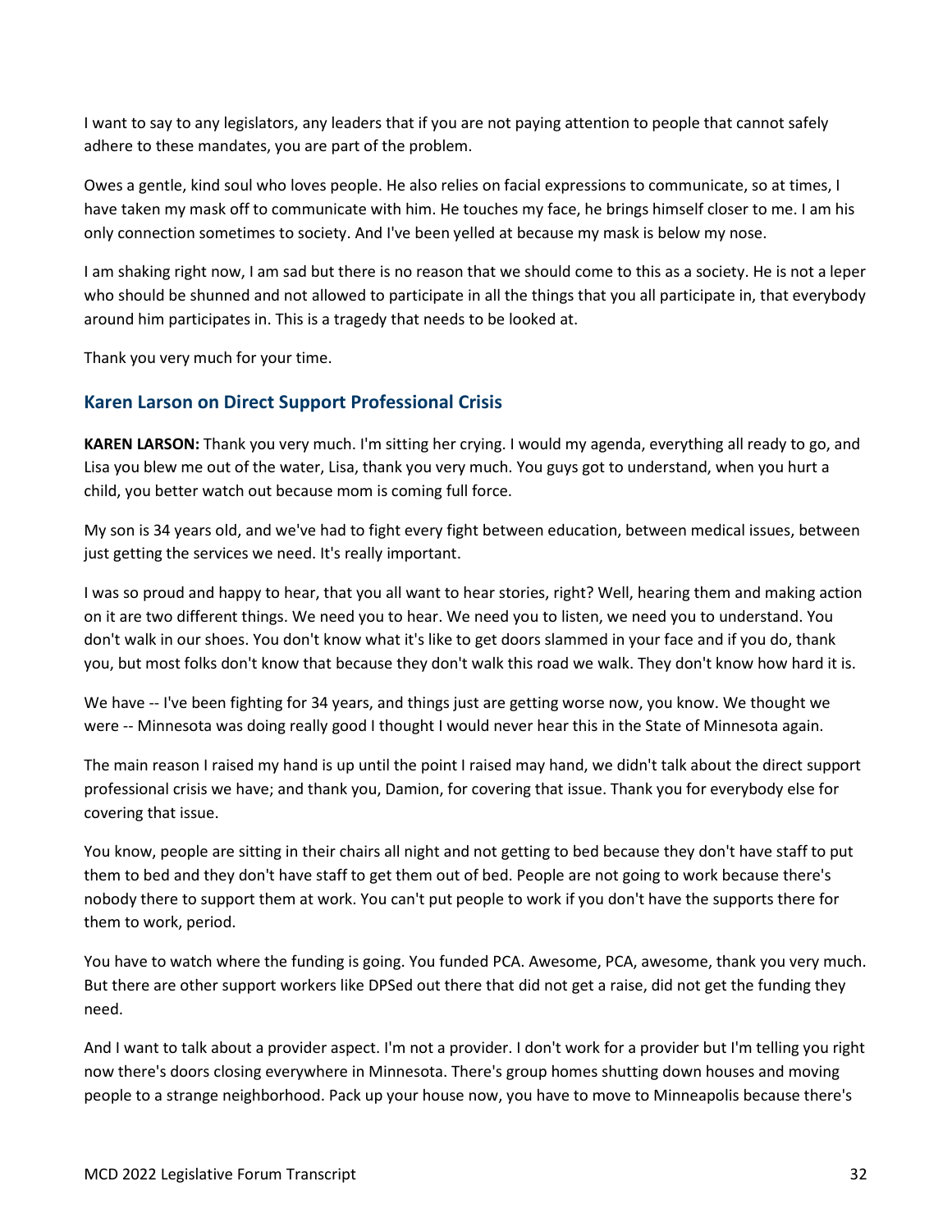I want to say to any legislators, any leaders that if you are not paying attention to people that cannot safely adhere to these mandates, you are part of the problem.

Owes a gentle, kind soul who loves people. He also relies on facial expressions to communicate, so at times, I have taken my mask off to communicate with him. He touches my face, he brings himself closer to me. I am his only connection sometimes to society. And I've been yelled at because my mask is below my nose.

I am shaking right now, I am sad but there is no reason that we should come to this as a society. He is not a leper who should be shunned and not allowed to participate in all the things that you all participate in, that everybody around him participates in. This is a tragedy that needs to be looked at.

Thank you very much for your time.

## Karen Larson on Direct Support Professional Crisis

**KAREN LARSON:** Thank you very much. I'm sitting her crying. I would my agenda, everything all ready to go, and Lisa you blew me out of the water, Lisa, thank you very much. You guys got to understand, when you hurt a child, you better watch out because mom is coming full force.

My son is 34 years old, and we've had to fight every fight between education, between medical issues, between just getting the services we need. It's really important.

I was so proud and happy to hear, that you all want to hear stories, right? Well, hearing them and making action on it are two different things. We need you to hear. We need you to listen, we need you to understand. You don't walk in our shoes. You don't know what it's like to get doors slammed in your face and if you do, thank you, but most folks don't know that because they don't walk this road we walk. They don't know how hard it is.

We have -- I've been fighting for 34 years, and things just are getting worse now, you know. We thought we were -- Minnesota was doing really good I thought I would never hear this in the State of Minnesota again.

The main reason I raised my hand is up until the point I raised may hand, we didn't talk about the direct support professional crisis we have; and thank you, Damion, for covering that issue. Thank you for everybody else for covering that issue.

You know, people are sitting in their chairs all night and not getting to bed because they don't have staff to put them to bed and they don't have staff to get them out of bed. People are not going to work because there's nobody there to support them at work. You can't put people to work if you don't have the supports there for them to work, period.

You have to watch where the funding is going. You funded PCA. Awesome, PCA, awesome, thank you very much. But there are other support workers like DPSed out there that did not get a raise, did not get the funding they need.

And I want to talk about a provider aspect. I'm not a provider. I don't work for a provider but I'm telling you right now there's doors closing everywhere in Minnesota. There's group homes shutting down houses and moving people to a strange neighborhood. Pack up your house now, you have to move to Minneapolis because there's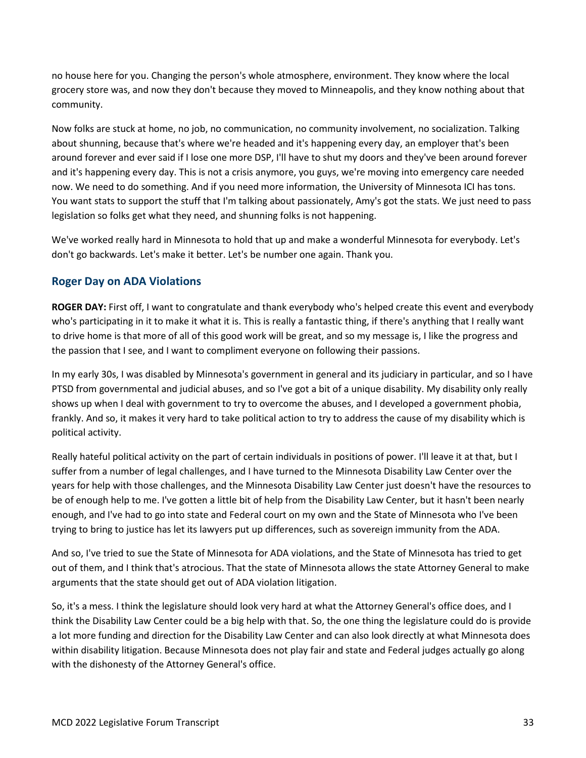no house here for you. Changing the person's whole atmosphere, environment. They know where the local grocery store was, and now they don't because they moved to Minneapolis, and they know nothing about that community.

Now folks are stuck at home, no job, no communication, no community involvement, no socialization. Talking about shunning, because that's where we're headed and it's happening every day, an employer that's been around forever and ever said if I lose one more DSP, I'll have to shut my doors and they've been around forever and it's happening every day. This is not a crisis anymore, you guys, we're moving into emergency care needed now. We need to do something. And if you need more information, the University of Minnesota ICI has tons. You want stats to support the stuff that I'm talking about passionately, Amy's got the stats. We just need to pass legislation so folks get what they need, and shunning folks is not happening.

We've worked really hard in Minnesota to hold that up and make a wonderful Minnesota for everybody. Let's don't go backwards. Let's make it better. Let's be number one again. Thank you.

## Roger Day on ADA Violations

**ROGER DAY:** First off, I want to congratulate and thank everybody who's helped create this event and everybody who's participating in it to make it what it is. This is really a fantastic thing, if there's anything that I really want to drive home is that more of all of this good work will be great, and so my message is, I like the progress and the passion that I see, and I want to compliment everyone on following their passions.

In my early 30s, I was disabled by Minnesota's government in general and its judiciary in particular, and so I have PTSD from governmental and judicial abuses, and so I've got a bit of a unique disability. My disability only really shows up when I deal with government to try to overcome the abuses, and I developed a government phobia, frankly. And so, it makes it very hard to take political action to try to address the cause of my disability which is political activity.

Really hateful political activity on the part of certain individuals in positions of power. I'll leave it at that, but I suffer from a number of legal challenges, and I have turned to the Minnesota Disability Law Center over the years for help with those challenges, and the Minnesota Disability Law Center just doesn't have the resources to be of enough help to me. I've gotten a little bit of help from the Disability Law Center, but it hasn't been nearly enough, and I've had to go into state and Federal court on my own and the State of Minnesota who I've been trying to bring to justice has let its lawyers put up differences, such as sovereign immunity from the ADA.

And so, I've tried to sue the State of Minnesota for ADA violations, and the State of Minnesota has tried to get out of them, and I think that's atrocious. That the state of Minnesota allows the state Attorney General to make arguments that the state should get out of ADA violation litigation.

So, it's a mess. I think the legislature should look very hard at what the Attorney General's office does, and I think the Disability Law Center could be a big help with that. So, the one thing the legislature could do is provide a lot more funding and direction for the Disability Law Center and can also look directly at what Minnesota does within disability litigation. Because Minnesota does not play fair and state and Federal judges actually go along with the dishonesty of the Attorney General's office.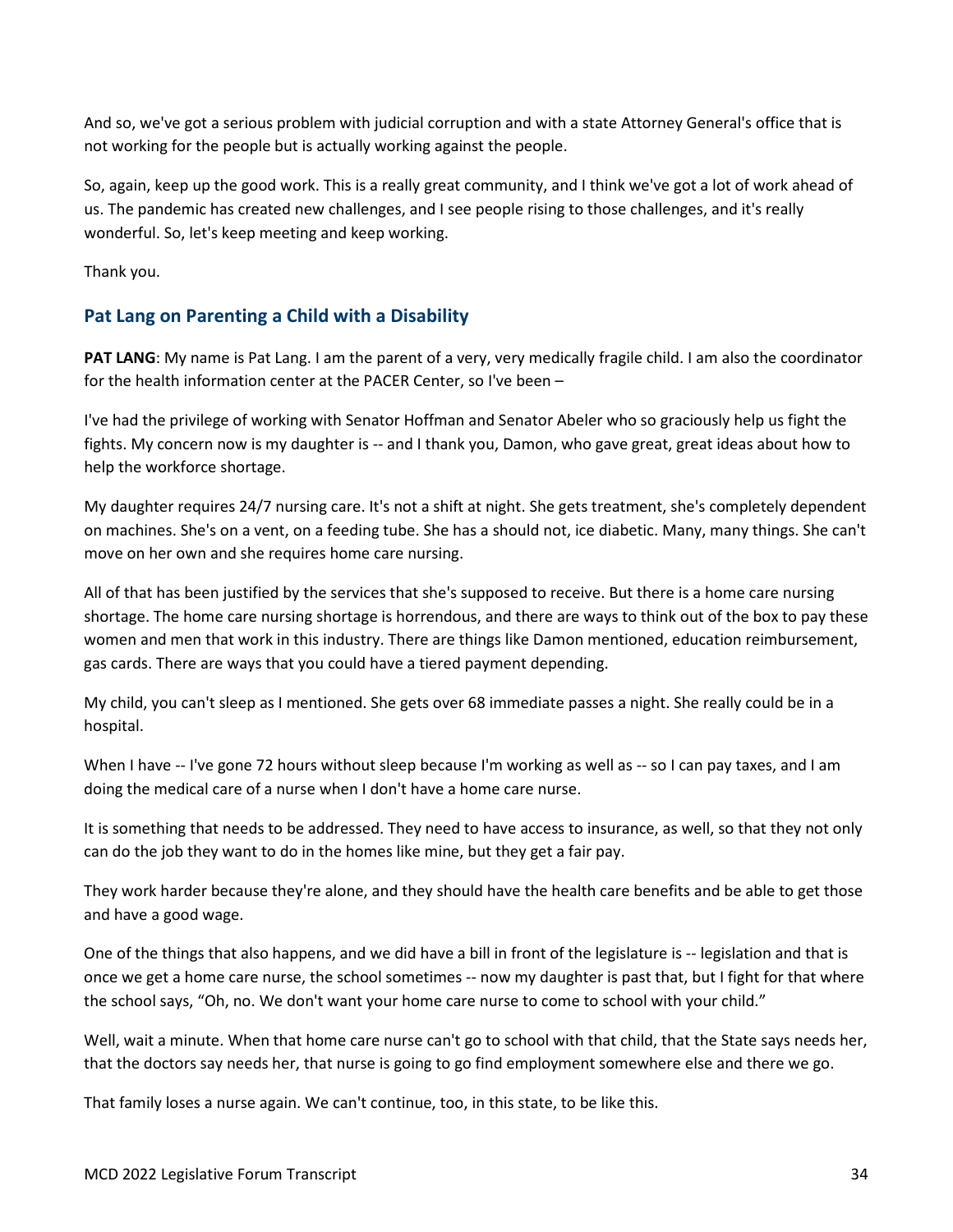And so, we've got a serious problem with judicial corruption and with a state Attorney General's office that is not working for the people but is actually working against the people.

So, again, keep up the good work. This is a really great community, and I think we've got a lot of work ahead of us. The pandemic has created new challenges, and I see people rising to those challenges, and it's really wonderful. So, let's keep meeting and keep working.

Thank you.

## Pat Lang on Parenting a Child with a Disability

**PAT LANG**: My name is Pat Lang. I am the parent of a very, very medically fragile child. I am also the coordinator for the health information center at the PACER Center, so I've been –

I've had the privilege of working with Senator Hoffman and Senator Abeler who so graciously help us fight the fights. My concern now is my daughter is -- and I thank you, Damon, who gave great, great ideas about how to help the workforce shortage.

My daughter requires 24/7 nursing care. It's not a shift at night. She gets treatment, she's completely dependent on machines. She's on a vent, on a feeding tube. She has a should not, ice diabetic. Many, many things. She can't move on her own and she requires home care nursing.

All of that has been justified by the services that she's supposed to receive. But there is a home care nursing shortage. The home care nursing shortage is horrendous, and there are ways to think out of the box to pay these women and men that work in this industry. There are things like Damon mentioned, education reimbursement, gas cards. There are ways that you could have a tiered payment depending.

My child, you can't sleep as I mentioned. She gets over 68 immediate passes a night. She really could be in a hospital.

When I have -- I've gone 72 hours without sleep because I'm working as well as -- so I can pay taxes, and I am doing the medical care of a nurse when I don't have a home care nurse.

It is something that needs to be addressed. They need to have access to insurance, as well, so that they not only can do the job they want to do in the homes like mine, but they get a fair pay.

They work harder because they're alone, and they should have the health care benefits and be able to get those and have a good wage.

One of the things that also happens, and we did have a bill in front of the legislature is -- legislation and that is once we get a home care nurse, the school sometimes -- now my daughter is past that, but I fight for that where the school says, "Oh, no. We don't want your home care nurse to come to school with your child."

Well, wait a minute. When that home care nurse can't go to school with that child, that the State says needs her, that the doctors say needs her, that nurse is going to go find employment somewhere else and there we go.

That family loses a nurse again. We can't continue, too, in this state, to be like this.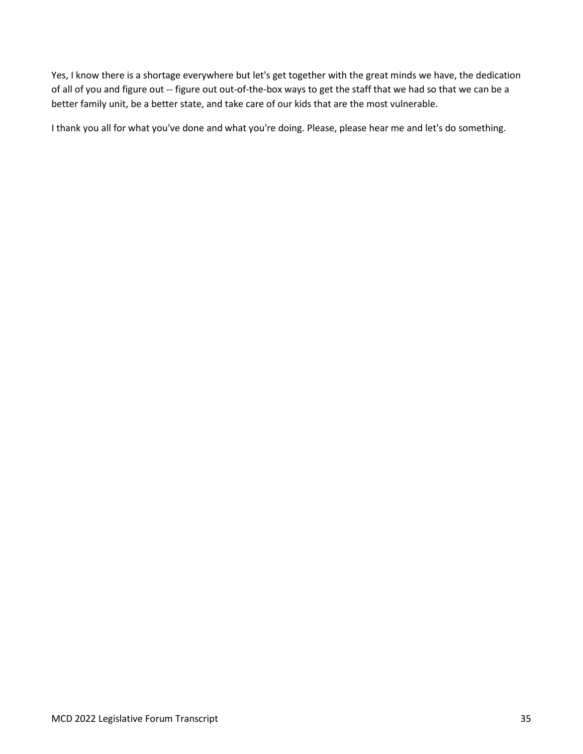Yes, I know there is a shortage everywhere but let's get together with the great minds we have, the dedication of all of you and figure out -- figure out out-of-the-box ways to get the staff that we had so that we can be a better family unit, be a better state, and take care of our kids that are the most vulnerable.

I thank you all for what you've done and what you're doing. Please, please hear me and let's do something.